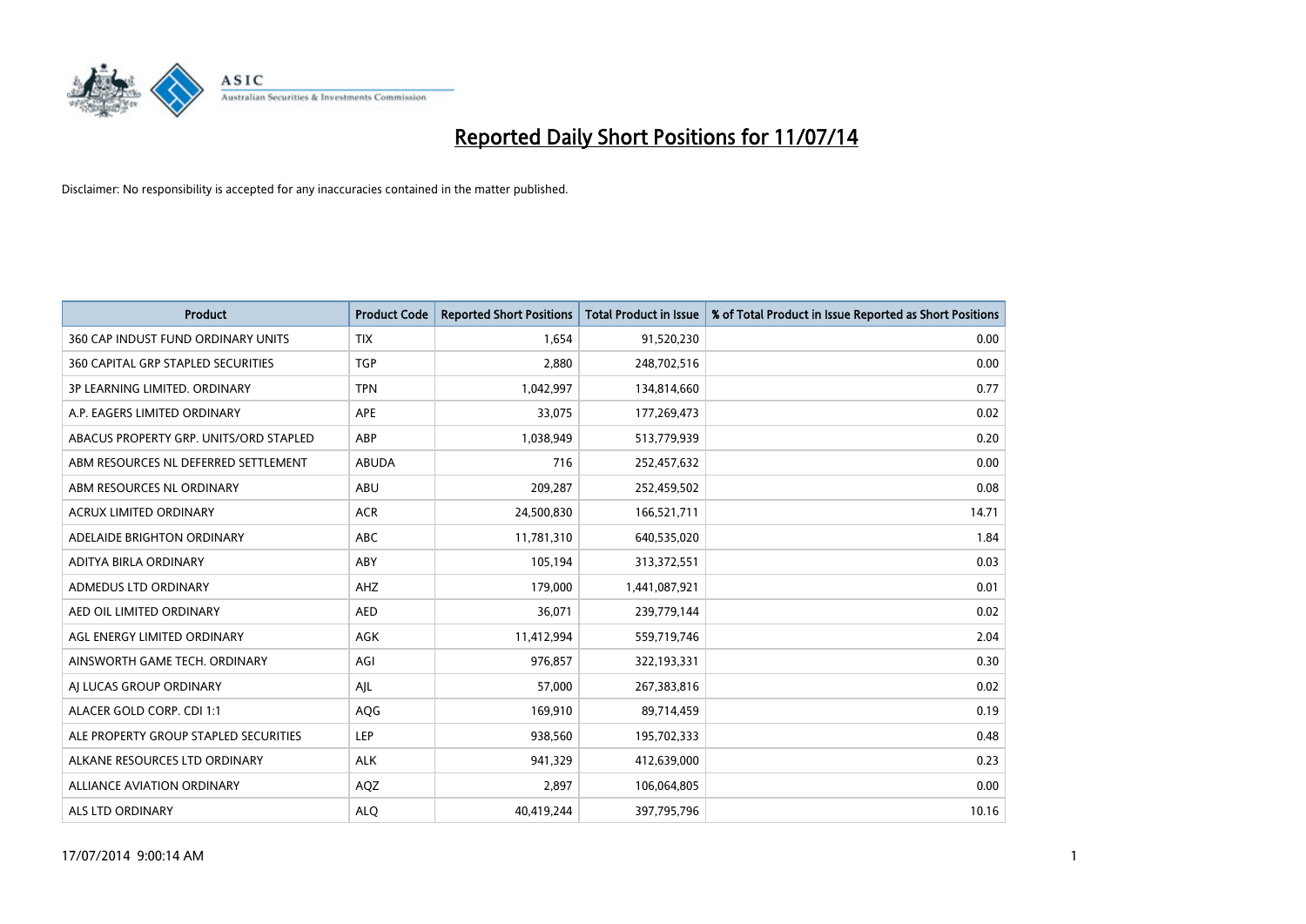# Reported Daily Short Positions for 11/07/14

Disclaimer: No responsibility is accepted for any inaccuracies contained in the matter published.

| Product | Product Code | Reported Short Positions | Total Product in Issue | % of Total Product in Issue Reported as Short Positions |
|---|---|---|---|---|
| 360 CAP INDUST FUND ORDINARY UNITS | TIX | 1,654 | 91,520,230 | 0.00 |
| 360 CAPITAL GRP STAPLED SECURITIES | TGP | 2,880 | 248,702,516 | 0.00 |
| 3P LEARNING LIMITED. ORDINARY | TPN | 1,042,997 | 134,814,660 | 0.77 |
| A.P. EAGERS LIMITED ORDINARY | APE | 33,075 | 177,269,473 | 0.02 |
| ABACUS PROPERTY GRP. UNITS/ORD STAPLED | ABP | 1,038,949 | 513,779,939 | 0.20 |
| ABM RESOURCES NL DEFERRED SETTLEMENT | ABUDA | 716 | 252,457,632 | 0.00 |
| ABM RESOURCES NL ORDINARY | ABU | 209,287 | 252,459,502 | 0.08 |
| ACRUX LIMITED ORDINARY | ACR | 24,500,830 | 166,521,711 | 14.71 |
| ADELAIDE BRIGHTON ORDINARY | ABC | 11,781,310 | 640,535,020 | 1.84 |
| ADITYA BIRLA ORDINARY | ABY | 105,194 | 313,372,551 | 0.03 |
| ADMEDUS LTD ORDINARY | AHZ | 179,000 | 1,441,087,921 | 0.01 |
| AED OIL LIMITED ORDINARY | AED | 36,071 | 239,779,144 | 0.02 |
| AGL ENERGY LIMITED ORDINARY | AGK | 11,412,994 | 559,719,746 | 2.04 |
| AINSWORTH GAME TECH. ORDINARY | AGI | 976,857 | 322,193,331 | 0.30 |
| AJ LUCAS GROUP ORDINARY | AJL | 57,000 | 267,383,816 | 0.02 |
| ALACER GOLD CORP. CDI 1:1 | AQG | 169,910 | 89,714,459 | 0.19 |
| ALE PROPERTY GROUP STAPLED SECURITIES | LEP | 938,560 | 195,702,333 | 0.48 |
| ALKANE RESOURCES LTD ORDINARY | ALK | 941,329 | 412,639,000 | 0.23 |
| ALLIANCE AVIATION ORDINARY | AQZ | 2,897 | 106,064,805 | 0.00 |
| ALS LTD ORDINARY | ALQ | 40,419,244 | 397,795,796 | 10.16 |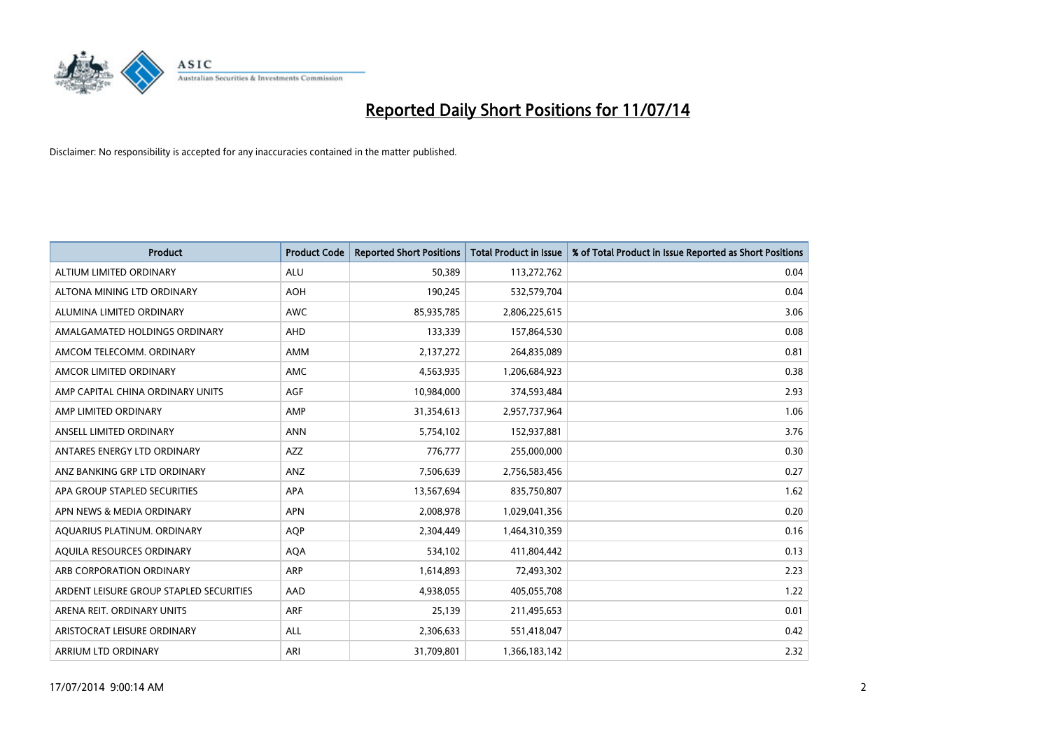# Reported Daily Short Positions for 11/07/14

Disclaimer: No responsibility is accepted for any inaccuracies contained in the matter published.

| Product | Product Code | Reported Short Positions | Total Product in Issue | % of Total Product in Issue Reported as Short Positions |
|---|---|---|---|---|
| ALTIUM LIMITED ORDINARY | ALU | 50,389 | 113,272,762 | 0.04 |
| ALTONA MINING LTD ORDINARY | AOH | 190,245 | 532,579,704 | 0.04 |
| ALUMINA LIMITED ORDINARY | AWC | 85,935,785 | 2,806,225,615 | 3.06 |
| AMALGAMATED HOLDINGS ORDINARY | AHD | 133,339 | 157,864,530 | 0.08 |
| AMCOM TELECOMM. ORDINARY | AMM | 2,137,272 | 264,835,089 | 0.81 |
| AMCOR LIMITED ORDINARY | AMC | 4,563,935 | 1,206,684,923 | 0.38 |
| AMP CAPITAL CHINA ORDINARY UNITS | AGF | 10,984,000 | 374,593,484 | 2.93 |
| AMP LIMITED ORDINARY | AMP | 31,354,613 | 2,957,737,964 | 1.06 |
| ANSELL LIMITED ORDINARY | ANN | 5,754,102 | 152,937,881 | 3.76 |
| ANTARES ENERGY LTD ORDINARY | AZZ | 776,777 | 255,000,000 | 0.30 |
| ANZ BANKING GRP LTD ORDINARY | ANZ | 7,506,639 | 2,756,583,456 | 0.27 |
| APA GROUP STAPLED SECURITIES | APA | 13,567,694 | 835,750,807 | 1.62 |
| APN NEWS & MEDIA ORDINARY | APN | 2,008,978 | 1,029,041,356 | 0.20 |
| AQUARIUS PLATINUM. ORDINARY | AQP | 2,304,449 | 1,464,310,359 | 0.16 |
| AQUILA RESOURCES ORDINARY | AQA | 534,102 | 411,804,442 | 0.13 |
| ARB CORPORATION ORDINARY | ARP | 1,614,893 | 72,493,302 | 2.23 |
| ARDENT LEISURE GROUP STAPLED SECURITIES | AAD | 4,938,055 | 405,055,708 | 1.22 |
| ARENA REIT. ORDINARY UNITS | ARF | 25,139 | 211,495,653 | 0.01 |
| ARISTOCRAT LEISURE ORDINARY | ALL | 2,306,633 | 551,418,047 | 0.42 |
| ARRIUM LTD ORDINARY | ARI | 31,709,801 | 1,366,183,142 | 2.32 |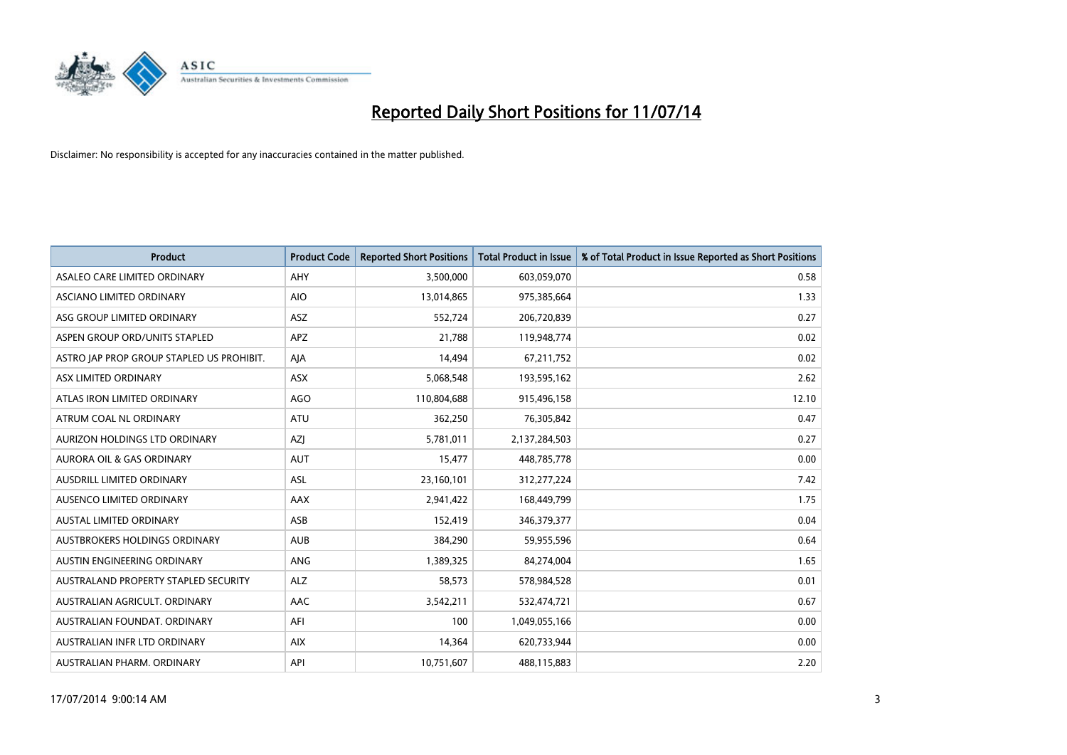# Reported Daily Short Positions for 11/07/14

Disclaimer: No responsibility is accepted for any inaccuracies contained in the matter published.

| Product | Product Code | Reported Short Positions | Total Product in Issue | % of Total Product in Issue Reported as Short Positions |
|---|---|---|---|---|
| ASALEO CARE LIMITED ORDINARY | AHY | 3,500,000 | 603,059,070 | 0.58 |
| ASCIANO LIMITED ORDINARY | AIO | 13,014,865 | 975,385,664 | 1.33 |
| ASG GROUP LIMITED ORDINARY | ASZ | 552,724 | 206,720,839 | 0.27 |
| ASPEN GROUP ORD/UNITS STAPLED | APZ | 21,788 | 119,948,774 | 0.02 |
| ASTRO JAP PROP GROUP STAPLED US PROHIBIT. | AJA | 14,494 | 67,211,752 | 0.02 |
| ASX LIMITED ORDINARY | ASX | 5,068,548 | 193,595,162 | 2.62 |
| ATLAS IRON LIMITED ORDINARY | AGO | 110,804,688 | 915,496,158 | 12.10 |
| ATRUM COAL NL ORDINARY | ATU | 362,250 | 76,305,842 | 0.47 |
| AURIZON HOLDINGS LTD ORDINARY | AZJ | 5,781,011 | 2,137,284,503 | 0.27 |
| AURORA OIL & GAS ORDINARY | AUT | 15,477 | 448,785,778 | 0.00 |
| AUSDRILL LIMITED ORDINARY | ASL | 23,160,101 | 312,277,224 | 7.42 |
| AUSENCO LIMITED ORDINARY | AAX | 2,941,422 | 168,449,799 | 1.75 |
| AUSTAL LIMITED ORDINARY | ASB | 152,419 | 346,379,377 | 0.04 |
| AUSTBROKERS HOLDINGS ORDINARY | AUB | 384,290 | 59,955,596 | 0.64 |
| AUSTIN ENGINEERING ORDINARY | ANG | 1,389,325 | 84,274,004 | 1.65 |
| AUSTRALAND PROPERTY STAPLED SECURITY | ALZ | 58,573 | 578,984,528 | 0.01 |
| AUSTRALIAN AGRICULT. ORDINARY | AAC | 3,542,211 | 532,474,721 | 0.67 |
| AUSTRALIAN FOUNDAT. ORDINARY | AFI | 100 | 1,049,055,166 | 0.00 |
| AUSTRALIAN INFR LTD ORDINARY | AIX | 14,364 | 620,733,944 | 0.00 |
| AUSTRALIAN PHARM. ORDINARY | API | 10,751,607 | 488,115,883 | 2.20 |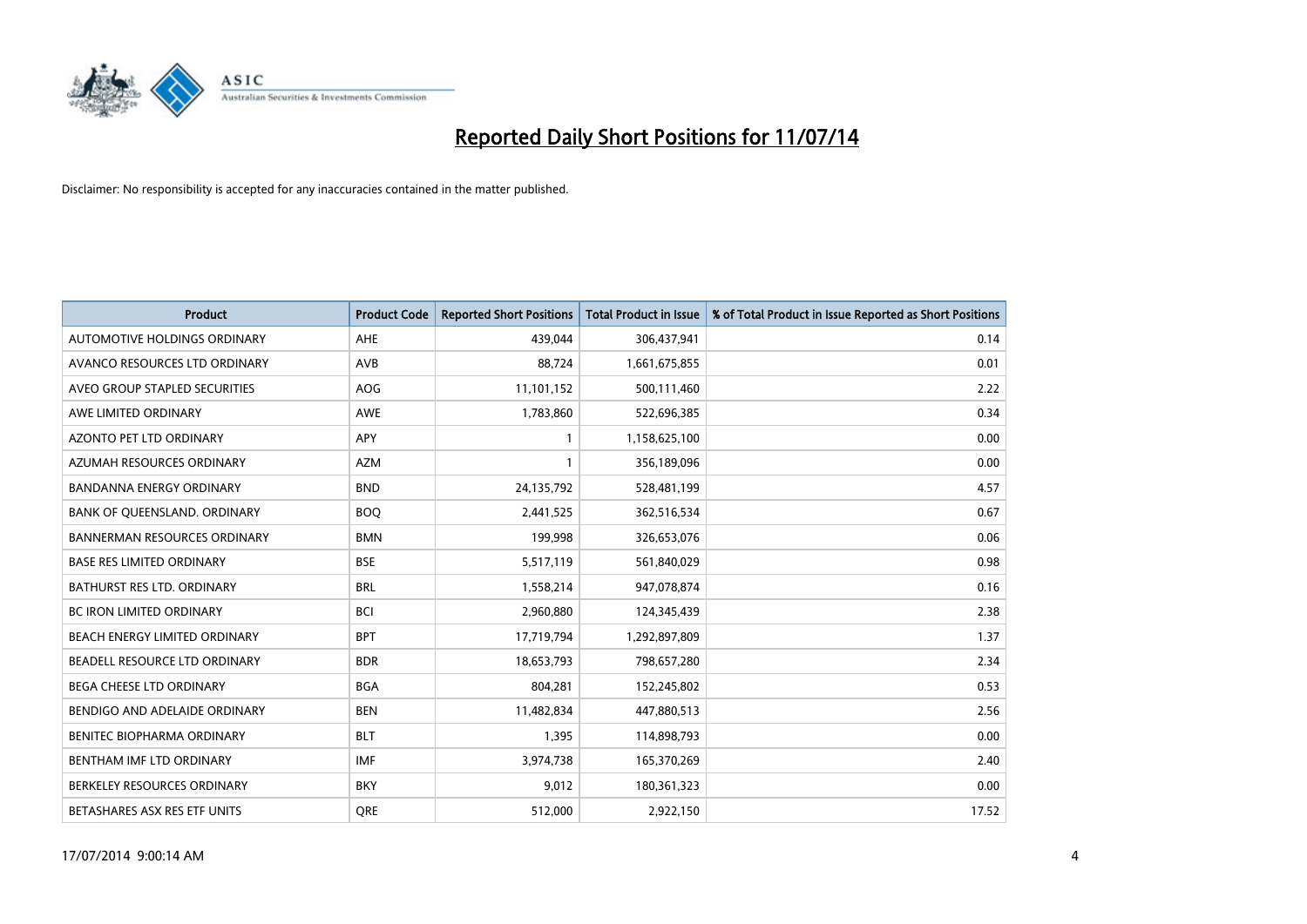# Reported Daily Short Positions for 11/07/14

Disclaimer: No responsibility is accepted for any inaccuracies contained in the matter published.

| Product | Product Code | Reported Short Positions | Total Product in Issue | % of Total Product in Issue Reported as Short Positions |
|---|---|---|---|---|
| AUTOMOTIVE HOLDINGS ORDINARY | AHE | 439,044 | 306,437,941 | 0.14 |
| AVANCO RESOURCES LTD ORDINARY | AVB | 88,724 | 1,661,675,855 | 0.01 |
| AVEO GROUP STAPLED SECURITIES | AOG | 11,101,152 | 500,111,460 | 2.22 |
| AWE LIMITED ORDINARY | AWE | 1,783,860 | 522,696,385 | 0.34 |
| AZONTO PET LTD ORDINARY | APY | 1 | 1,158,625,100 | 0.00 |
| AZUMAH RESOURCES ORDINARY | AZM | 1 | 356,189,096 | 0.00 |
| BANDANNA ENERGY ORDINARY | BND | 24,135,792 | 528,481,199 | 4.57 |
| BANK OF QUEENSLAND. ORDINARY | BOQ | 2,441,525 | 362,516,534 | 0.67 |
| BANNERMAN RESOURCES ORDINARY | BMN | 199,998 | 326,653,076 | 0.06 |
| BASE RES LIMITED ORDINARY | BSE | 5,517,119 | 561,840,029 | 0.98 |
| BATHURST RES LTD. ORDINARY | BRL | 1,558,214 | 947,078,874 | 0.16 |
| BC IRON LIMITED ORDINARY | BCI | 2,960,880 | 124,345,439 | 2.38 |
| BEACH ENERGY LIMITED ORDINARY | BPT | 17,719,794 | 1,292,897,809 | 1.37 |
| BEADELL RESOURCE LTD ORDINARY | BDR | 18,653,793 | 798,657,280 | 2.34 |
| BEGA CHEESE LTD ORDINARY | BGA | 804,281 | 152,245,802 | 0.53 |
| BENDIGO AND ADELAIDE ORDINARY | BEN | 11,482,834 | 447,880,513 | 2.56 |
| BENITEC BIOPHARMA ORDINARY | BLT | 1,395 | 114,898,793 | 0.00 |
| BENTHAM IMF LTD ORDINARY | IMF | 3,974,738 | 165,370,269 | 2.40 |
| BERKELEY RESOURCES ORDINARY | BKY | 9,012 | 180,361,323 | 0.00 |
| BETASHARES ASX RES ETF UNITS | QRE | 512,000 | 2,922,150 | 17.52 |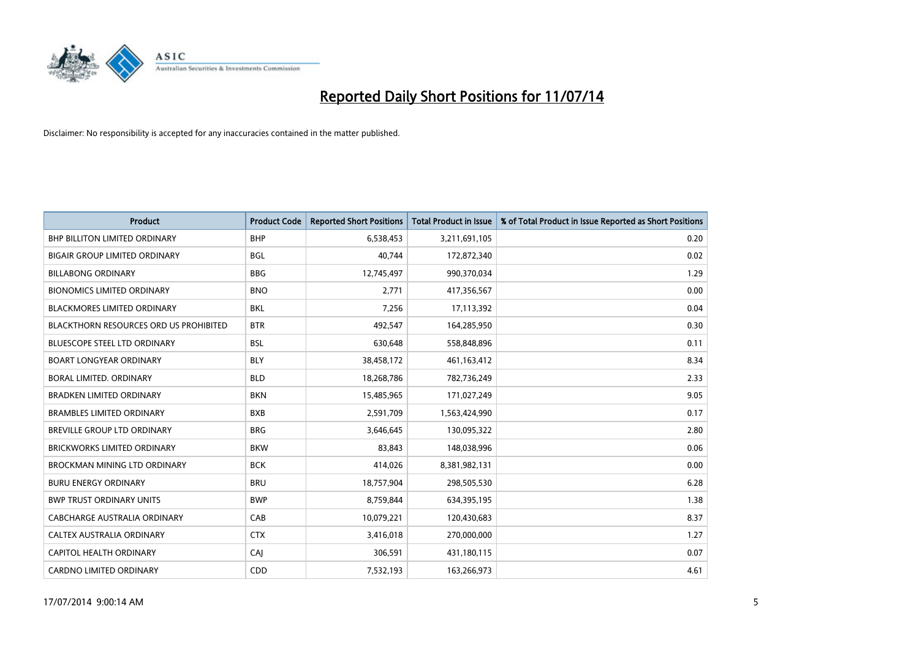# Reported Daily Short Positions for 11/07/14

Disclaimer: No responsibility is accepted for any inaccuracies contained in the matter published.

| Product | Product Code | Reported Short Positions | Total Product in Issue | % of Total Product in Issue Reported as Short Positions |
|---|---|---|---|---|
| BHP BILLITON LIMITED ORDINARY | BHP | 6,538,453 | 3,211,691,105 | 0.20 |
| BIGAIR GROUP LIMITED ORDINARY | BGL | 40,744 | 172,872,340 | 0.02 |
| BILLABONG ORDINARY | BBG | 12,745,497 | 990,370,034 | 1.29 |
| BIONOMICS LIMITED ORDINARY | BNO | 2,771 | 417,356,567 | 0.00 |
| BLACKMORES LIMITED ORDINARY | BKL | 7,256 | 17,113,392 | 0.04 |
| BLACKTHORN RESOURCES ORD US PROHIBITED | BTR | 492,547 | 164,285,950 | 0.30 |
| BLUESCOPE STEEL LTD ORDINARY | BSL | 630,648 | 558,848,896 | 0.11 |
| BOART LONGYEAR ORDINARY | BLY | 38,458,172 | 461,163,412 | 8.34 |
| BORAL LIMITED. ORDINARY | BLD | 18,268,786 | 782,736,249 | 2.33 |
| BRADKEN LIMITED ORDINARY | BKN | 15,485,965 | 171,027,249 | 9.05 |
| BRAMBLES LIMITED ORDINARY | BXB | 2,591,709 | 1,563,424,990 | 0.17 |
| BREVILLE GROUP LTD ORDINARY | BRG | 3,646,645 | 130,095,322 | 2.80 |
| BRICKWORKS LIMITED ORDINARY | BKW | 83,843 | 148,038,996 | 0.06 |
| BROCKMAN MINING LTD ORDINARY | BCK | 414,026 | 8,381,982,131 | 0.00 |
| BURU ENERGY ORDINARY | BRU | 18,757,904 | 298,505,530 | 6.28 |
| BWP TRUST ORDINARY UNITS | BWP | 8,759,844 | 634,395,195 | 1.38 |
| CABCHARGE AUSTRALIA ORDINARY | CAB | 10,079,221 | 120,430,683 | 8.37 |
| CALTEX AUSTRALIA ORDINARY | CTX | 3,416,018 | 270,000,000 | 1.27 |
| CAPITOL HEALTH ORDINARY | CAJ | 306,591 | 431,180,115 | 0.07 |
| CARDNO LIMITED ORDINARY | CDD | 7,532,193 | 163,266,973 | 4.61 |

17/07/2014 9:00:14 AM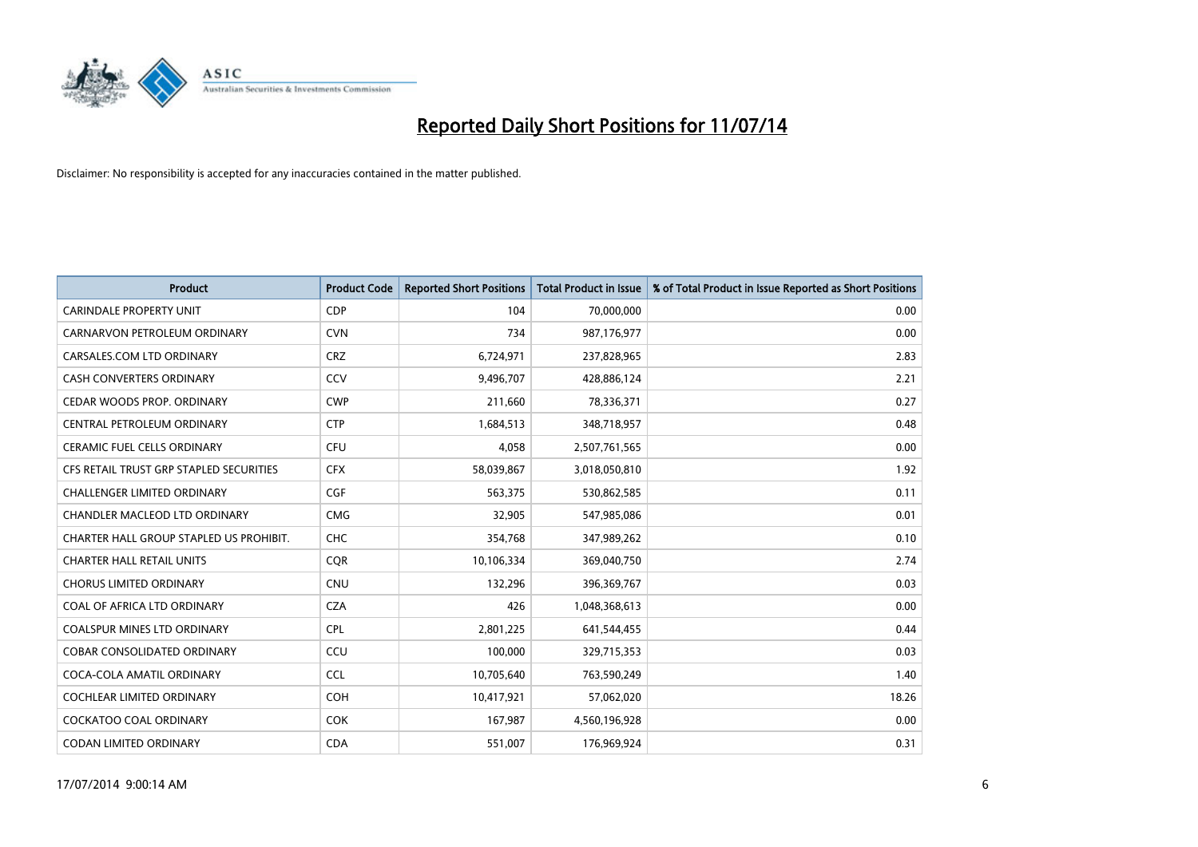# Reported Daily Short Positions for 11/07/14

Disclaimer: No responsibility is accepted for any inaccuracies contained in the matter published.

| Product | Product Code | Reported Short Positions | Total Product in Issue | % of Total Product in Issue Reported as Short Positions |
|---|---|---|---|---|
| CARINDALE PROPERTY UNIT | CDP | 104 | 70,000,000 | 0.00 |
| CARNARVON PETROLEUM ORDINARY | CVN | 734 | 987,176,977 | 0.00 |
| CARSALES.COM LTD ORDINARY | CRZ | 6,724,971 | 237,828,965 | 2.83 |
| CASH CONVERTERS ORDINARY | CCV | 9,496,707 | 428,886,124 | 2.21 |
| CEDAR WOODS PROP. ORDINARY | CWP | 211,660 | 78,336,371 | 0.27 |
| CENTRAL PETROLEUM ORDINARY | CTP | 1,684,513 | 348,718,957 | 0.48 |
| CERAMIC FUEL CELLS ORDINARY | CFU | 4,058 | 2,507,761,565 | 0.00 |
| CFS RETAIL TRUST GRP STAPLED SECURITIES | CFX | 58,039,867 | 3,018,050,810 | 1.92 |
| CHALLENGER LIMITED ORDINARY | CGF | 563,375 | 530,862,585 | 0.11 |
| CHANDLER MACLEOD LTD ORDINARY | CMG | 32,905 | 547,985,086 | 0.01 |
| CHARTER HALL GROUP STAPLED US PROHIBIT. | CHC | 354,768 | 347,989,262 | 0.10 |
| CHARTER HALL RETAIL UNITS | CQR | 10,106,334 | 369,040,750 | 2.74 |
| CHORUS LIMITED ORDINARY | CNU | 132,296 | 396,369,767 | 0.03 |
| COAL OF AFRICA LTD ORDINARY | CZA | 426 | 1,048,368,613 | 0.00 |
| COALSPUR MINES LTD ORDINARY | CPL | 2,801,225 | 641,544,455 | 0.44 |
| COBAR CONSOLIDATED ORDINARY | CCU | 100,000 | 329,715,353 | 0.03 |
| COCA-COLA AMATIL ORDINARY | CCL | 10,705,640 | 763,590,249 | 1.40 |
| COCHLEAR LIMITED ORDINARY | COH | 10,417,921 | 57,062,020 | 18.26 |
| COCKATOO COAL ORDINARY | COK | 167,987 | 4,560,196,928 | 0.00 |
| CODAN LIMITED ORDINARY | CDA | 551,007 | 176,969,924 | 0.31 |

17/07/2014 9:00:14 AM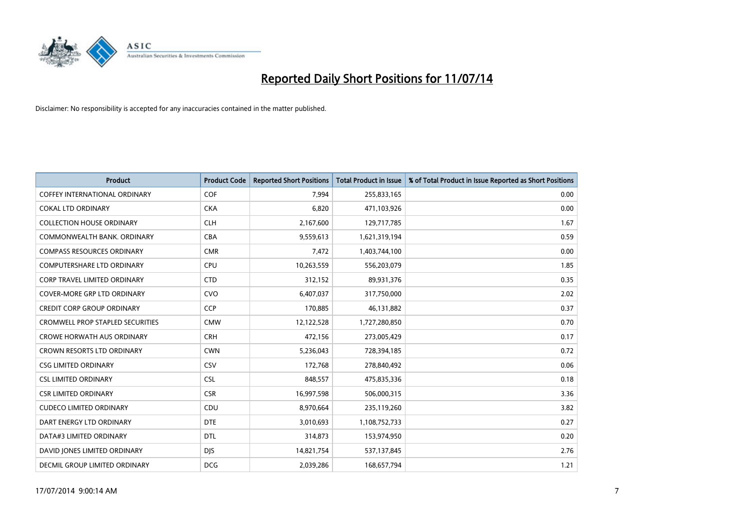# Reported Daily Short Positions for 11/07/14

Disclaimer: No responsibility is accepted for any inaccuracies contained in the matter published.

| Product | Product Code | Reported Short Positions | Total Product in Issue | % of Total Product in Issue Reported as Short Positions |
|---|---|---|---|---|
| COFFEY INTERNATIONAL ORDINARY | COF | 7,994 | 255,833,165 | 0.00 |
| COKAL LTD ORDINARY | CKA | 6,820 | 471,103,926 | 0.00 |
| COLLECTION HOUSE ORDINARY | CLH | 2,167,600 | 129,717,785 | 1.67 |
| COMMONWEALTH BANK. ORDINARY | CBA | 9,559,613 | 1,621,319,194 | 0.59 |
| COMPASS RESOURCES ORDINARY | CMR | 7,472 | 1,403,744,100 | 0.00 |
| COMPUTERSHARE LTD ORDINARY | CPU | 10,263,559 | 556,203,079 | 1.85 |
| CORP TRAVEL LIMITED ORDINARY | CTD | 312,152 | 89,931,376 | 0.35 |
| COVER-MORE GRP LTD ORDINARY | CVO | 6,407,037 | 317,750,000 | 2.02 |
| CREDIT CORP GROUP ORDINARY | CCP | 170,885 | 46,131,882 | 0.37 |
| CROMWELL PROP STAPLED SECURITIES | CMW | 12,122,528 | 1,727,280,850 | 0.70 |
| CROWE HORWATH AUS ORDINARY | CRH | 472,156 | 273,005,429 | 0.17 |
| CROWN RESORTS LTD ORDINARY | CWN | 5,236,043 | 728,394,185 | 0.72 |
| CSG LIMITED ORDINARY | CSV | 172,768 | 278,840,492 | 0.06 |
| CSL LIMITED ORDINARY | CSL | 848,557 | 475,835,336 | 0.18 |
| CSR LIMITED ORDINARY | CSR | 16,997,598 | 506,000,315 | 3.36 |
| CUDECO LIMITED ORDINARY | CDU | 8,970,664 | 235,119,260 | 3.82 |
| DART ENERGY LTD ORDINARY | DTE | 3,010,693 | 1,108,752,733 | 0.27 |
| DATA#3 LIMITED ORDINARY | DTL | 314,873 | 153,974,950 | 0.20 |
| DAVID JONES LIMITED ORDINARY | DJS | 14,821,754 | 537,137,845 | 2.76 |
| DECMIL GROUP LIMITED ORDINARY | DCG | 2,039,286 | 168,657,794 | 1.21 |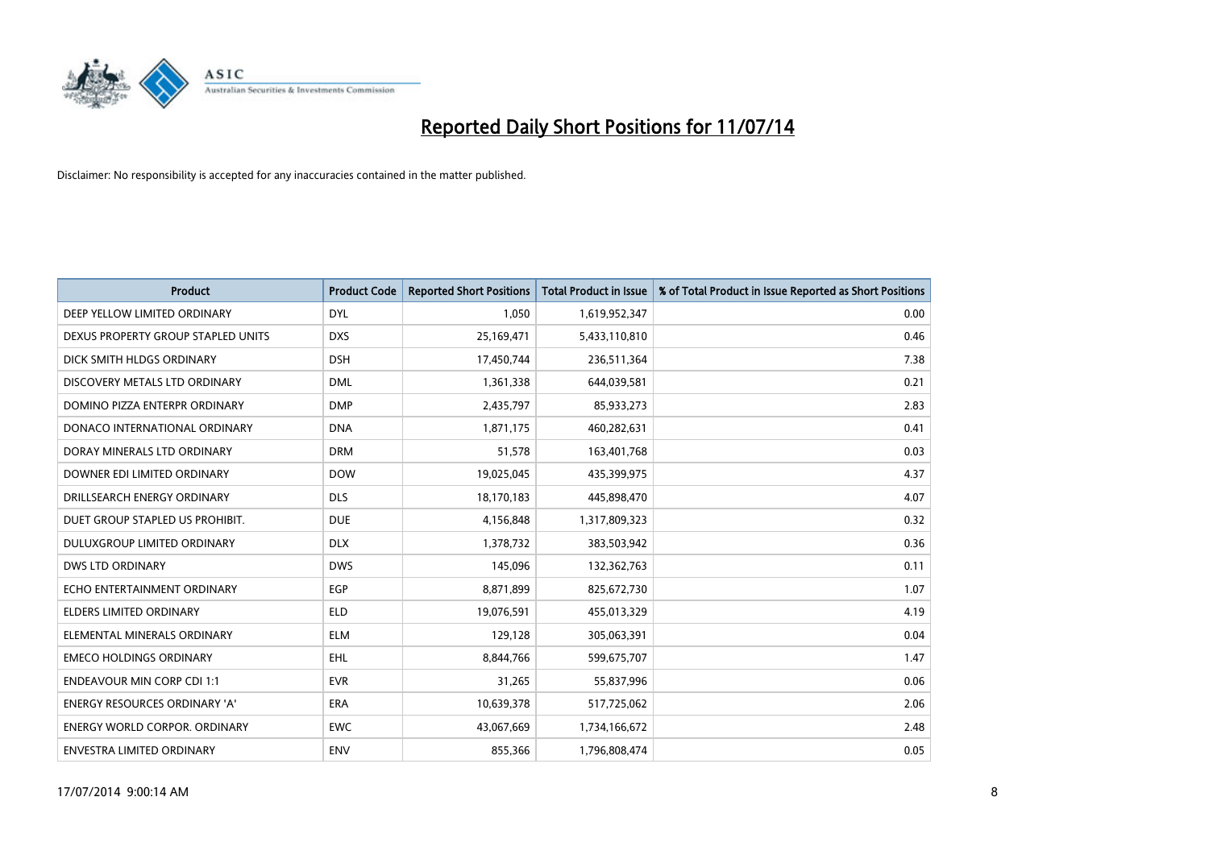# Reported Daily Short Positions for 11/07/14

Disclaimer: No responsibility is accepted for any inaccuracies contained in the matter published.

| Product | Product Code | Reported Short Positions | Total Product in Issue | % of Total Product in Issue Reported as Short Positions |
|---|---|---|---|---|
| DEEP YELLOW LIMITED ORDINARY | DYL | 1,050 | 1,619,952,347 | 0.00 |
| DEXUS PROPERTY GROUP STAPLED UNITS | DXS | 25,169,471 | 5,433,110,810 | 0.46 |
| DICK SMITH HLDGS ORDINARY | DSH | 17,450,744 | 236,511,364 | 7.38 |
| DISCOVERY METALS LTD ORDINARY | DML | 1,361,338 | 644,039,581 | 0.21 |
| DOMINO PIZZA ENTERPR ORDINARY | DMP | 2,435,797 | 85,933,273 | 2.83 |
| DONACO INTERNATIONAL ORDINARY | DNA | 1,871,175 | 460,282,631 | 0.41 |
| DORAY MINERALS LTD ORDINARY | DRM | 51,578 | 163,401,768 | 0.03 |
| DOWNER EDI LIMITED ORDINARY | DOW | 19,025,045 | 435,399,975 | 4.37 |
| DRILLSEARCH ENERGY ORDINARY | DLS | 18,170,183 | 445,898,470 | 4.07 |
| DUET GROUP STAPLED US PROHIBIT. | DUE | 4,156,848 | 1,317,809,323 | 0.32 |
| DULUXGROUP LIMITED ORDINARY | DLX | 1,378,732 | 383,503,942 | 0.36 |
| DWS LTD ORDINARY | DWS | 145,096 | 132,362,763 | 0.11 |
| ECHO ENTERTAINMENT ORDINARY | EGP | 8,871,899 | 825,672,730 | 1.07 |
| ELDERS LIMITED ORDINARY | ELD | 19,076,591 | 455,013,329 | 4.19 |
| ELEMENTAL MINERALS ORDINARY | ELM | 129,128 | 305,063,391 | 0.04 |
| EMECO HOLDINGS ORDINARY | EHL | 8,844,766 | 599,675,707 | 1.47 |
| ENDEAVOUR MIN CORP CDI 1:1 | EVR | 31,265 | 55,837,996 | 0.06 |
| ENERGY RESOURCES ORDINARY 'A' | ERA | 10,639,378 | 517,725,062 | 2.06 |
| ENERGY WORLD CORPOR. ORDINARY | EWC | 43,067,669 | 1,734,166,672 | 2.48 |
| ENVESTRA LIMITED ORDINARY | ENV | 855,366 | 1,796,808,474 | 0.05 |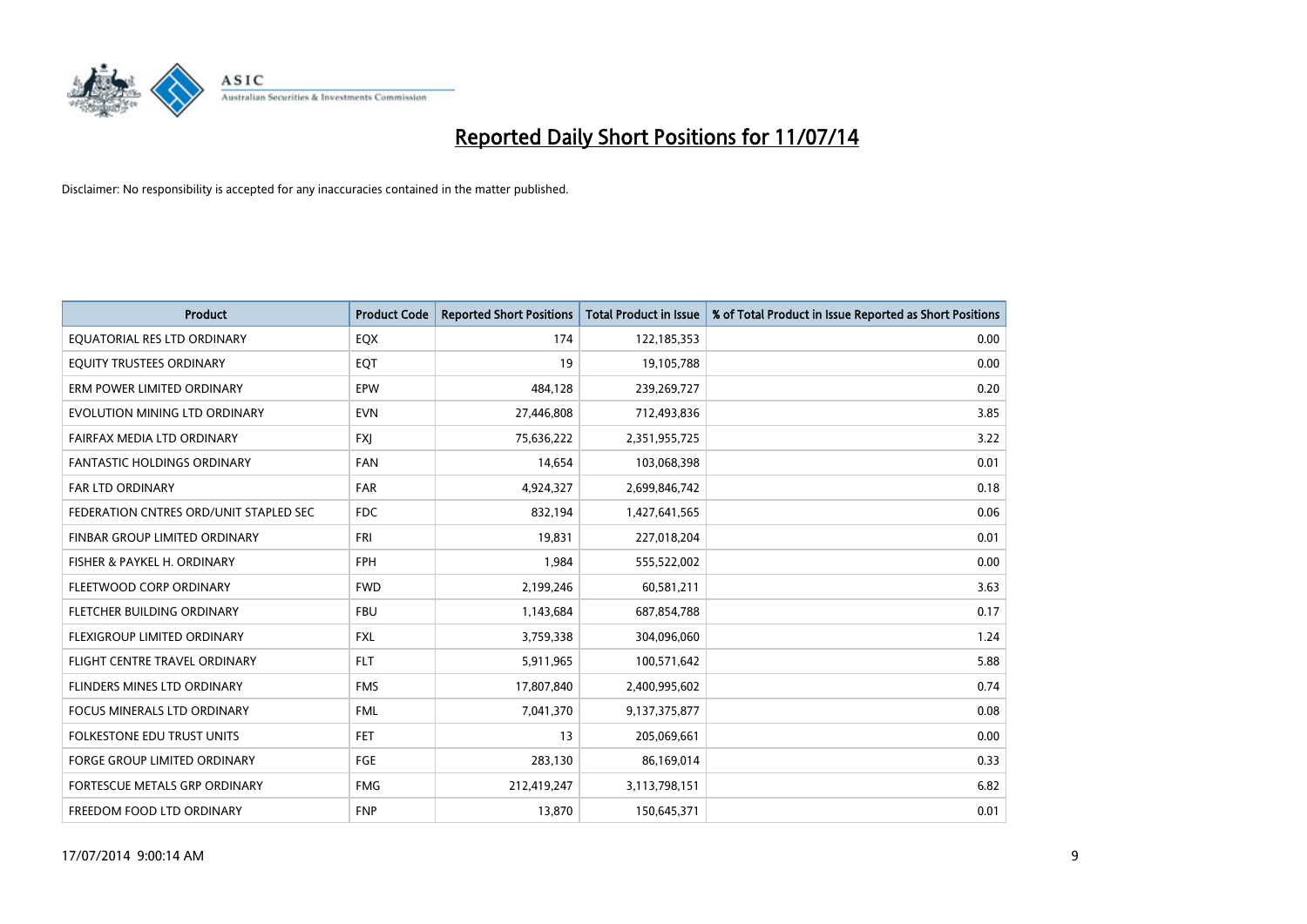# Reported Daily Short Positions for 11/07/14

Disclaimer: No responsibility is accepted for any inaccuracies contained in the matter published.

| Product | Product Code | Reported Short Positions | Total Product in Issue | % of Total Product in Issue Reported as Short Positions |
| --- | --- | --- | --- | --- |
| EQUATORIAL RES LTD ORDINARY | EQX | 174 | 122,185,353 | 0.00 |
| EQUITY TRUSTEES ORDINARY | EQT | 19 | 19,105,788 | 0.00 |
| ERM POWER LIMITED ORDINARY | EPW | 484,128 | 239,269,727 | 0.20 |
| EVOLUTION MINING LTD ORDINARY | EVN | 27,446,808 | 712,493,836 | 3.85 |
| FAIRFAX MEDIA LTD ORDINARY | FXJ | 75,636,222 | 2,351,955,725 | 3.22 |
| FANTASTIC HOLDINGS ORDINARY | FAN | 14,654 | 103,068,398 | 0.01 |
| FAR LTD ORDINARY | FAR | 4,924,327 | 2,699,846,742 | 0.18 |
| FEDERATION CNTRES ORD/UNIT STAPLED SEC | FDC | 832,194 | 1,427,641,565 | 0.06 |
| FINBAR GROUP LIMITED ORDINARY | FRI | 19,831 | 227,018,204 | 0.01 |
| FISHER & PAYKEL H. ORDINARY | FPH | 1,984 | 555,522,002 | 0.00 |
| FLEETWOOD CORP ORDINARY | FWD | 2,199,246 | 60,581,211 | 3.63 |
| FLETCHER BUILDING ORDINARY | FBU | 1,143,684 | 687,854,788 | 0.17 |
| FLEXIGROUP LIMITED ORDINARY | FXL | 3,759,338 | 304,096,060 | 1.24 |
| FLIGHT CENTRE TRAVEL ORDINARY | FLT | 5,911,965 | 100,571,642 | 5.88 |
| FLINDERS MINES LTD ORDINARY | FMS | 17,807,840 | 2,400,995,602 | 0.74 |
| FOCUS MINERALS LTD ORDINARY | FML | 7,041,370 | 9,137,375,877 | 0.08 |
| FOLKESTONE EDU TRUST UNITS | FET | 13 | 205,069,661 | 0.00 |
| FORGE GROUP LIMITED ORDINARY | FGE | 283,130 | 86,169,014 | 0.33 |
| FORTESCUE METALS GRP ORDINARY | FMG | 212,419,247 | 3,113,798,151 | 6.82 |
| FREEDOM FOOD LTD ORDINARY | FNP | 13,870 | 150,645,371 | 0.01 |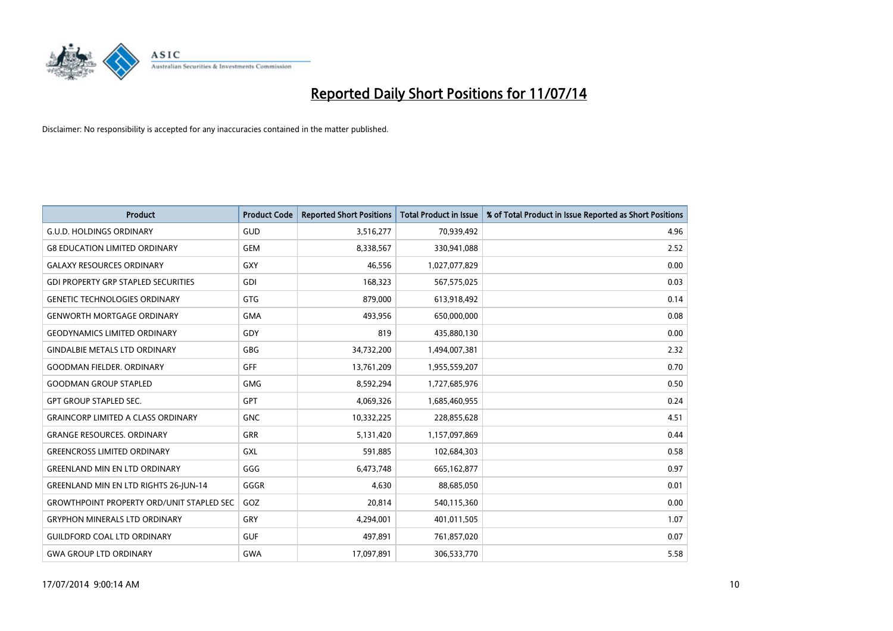# Reported Daily Short Positions for 11/07/14

Disclaimer: No responsibility is accepted for any inaccuracies contained in the matter published.

| Product | Product Code | Reported Short Positions | Total Product in Issue | % of Total Product in Issue Reported as Short Positions |
|---|---|---|---|---|
| G.U.D. HOLDINGS ORDINARY | GUD | 3,516,277 | 70,939,492 | 4.96 |
| G8 EDUCATION LIMITED ORDINARY | GEM | 8,338,567 | 330,941,088 | 2.52 |
| GALAXY RESOURCES ORDINARY | GXY | 46,556 | 1,027,077,829 | 0.00 |
| GDI PROPERTY GRP STAPLED SECURITIES | GDI | 168,323 | 567,575,025 | 0.03 |
| GENETIC TECHNOLOGIES ORDINARY | GTG | 879,000 | 613,918,492 | 0.14 |
| GENWORTH MORTGAGE ORDINARY | GMA | 493,956 | 650,000,000 | 0.08 |
| GEODYNAMICS LIMITED ORDINARY | GDY | 819 | 435,880,130 | 0.00 |
| GINDALBIE METALS LTD ORDINARY | GBG | 34,732,200 | 1,494,007,381 | 2.32 |
| GOODMAN FIELDER. ORDINARY | GFF | 13,761,209 | 1,955,559,207 | 0.70 |
| GOODMAN GROUP STAPLED | GMG | 8,592,294 | 1,727,685,976 | 0.50 |
| GPT GROUP STAPLED SEC. | GPT | 4,069,326 | 1,685,460,955 | 0.24 |
| GRAINCORP LIMITED A CLASS ORDINARY | GNC | 10,332,225 | 228,855,628 | 4.51 |
| GRANGE RESOURCES. ORDINARY | GRR | 5,131,420 | 1,157,097,869 | 0.44 |
| GREENCROSS LIMITED ORDINARY | GXL | 591,885 | 102,684,303 | 0.58 |
| GREENLAND MIN EN LTD ORDINARY | GGG | 6,473,748 | 665,162,877 | 0.97 |
| GREENLAND MIN EN LTD RIGHTS 26-JUN-14 | GGGR | 4,630 | 88,685,050 | 0.01 |
| GROWTHPOINT PROPERTY ORD/UNIT STAPLED SEC | GOZ | 20,814 | 540,115,360 | 0.00 |
| GRYPHON MINERALS LTD ORDINARY | GRY | 4,294,001 | 401,011,505 | 1.07 |
| GUILDFORD COAL LTD ORDINARY | GUF | 497,891 | 761,857,020 | 0.07 |
| GWA GROUP LTD ORDINARY | GWA | 17,097,891 | 306,533,770 | 5.58 |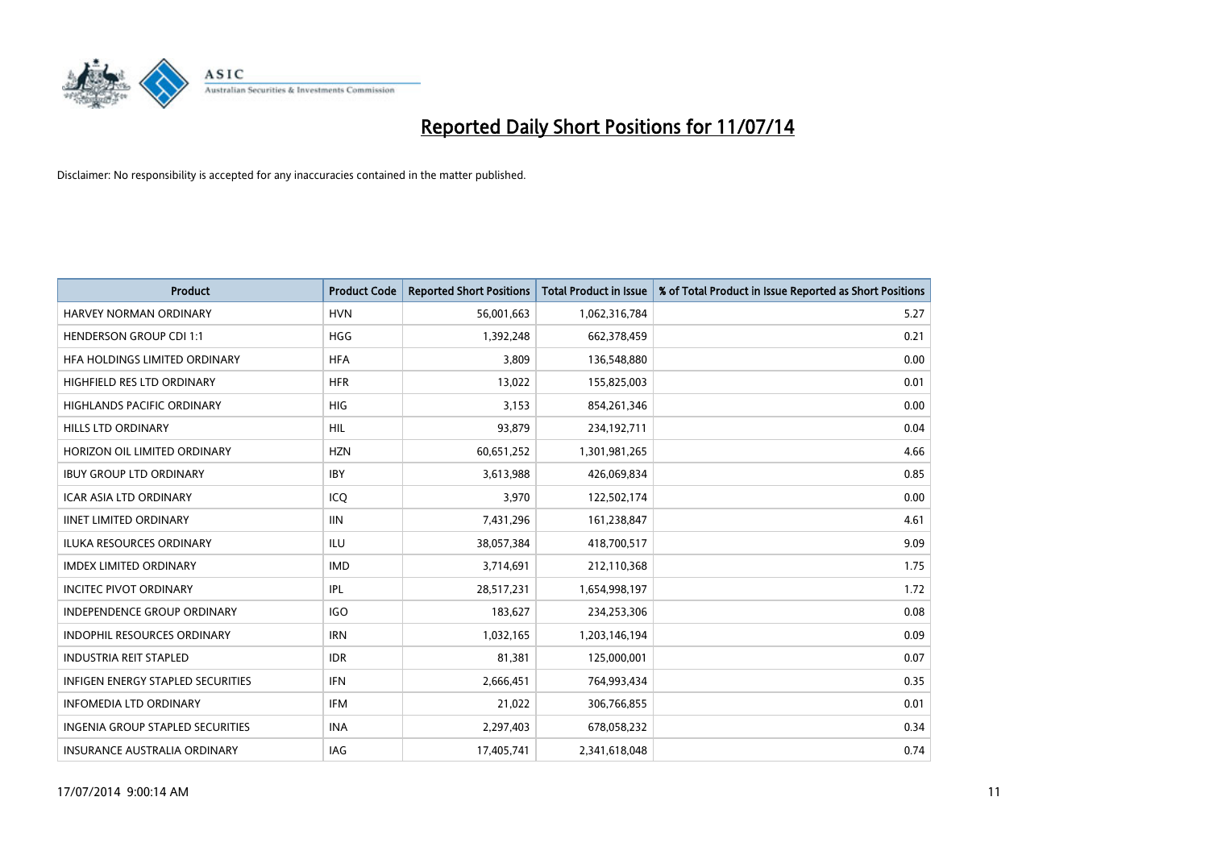# Reported Daily Short Positions for 11/07/14

Disclaimer: No responsibility is accepted for any inaccuracies contained in the matter published.

| Product | Product Code | Reported Short Positions | Total Product in Issue | % of Total Product in Issue Reported as Short Positions |
|---|---|---|---|---|
| HARVEY NORMAN ORDINARY | HVN | 56,001,663 | 1,062,316,784 | 5.27 |
| HENDERSON GROUP CDI 1:1 | HGG | 1,392,248 | 662,378,459 | 0.21 |
| HFA HOLDINGS LIMITED ORDINARY | HFA | 3,809 | 136,548,880 | 0.00 |
| HIGHFIELD RES LTD ORDINARY | HFR | 13,022 | 155,825,003 | 0.01 |
| HIGHLANDS PACIFIC ORDINARY | HIG | 3,153 | 854,261,346 | 0.00 |
| HILLS LTD ORDINARY | HIL | 93,879 | 234,192,711 | 0.04 |
| HORIZON OIL LIMITED ORDINARY | HZN | 60,651,252 | 1,301,981,265 | 4.66 |
| IBUY GROUP LTD ORDINARY | IBY | 3,613,988 | 426,069,834 | 0.85 |
| ICAR ASIA LTD ORDINARY | ICQ | 3,970 | 122,502,174 | 0.00 |
| IINET LIMITED ORDINARY | IIN | 7,431,296 | 161,238,847 | 4.61 |
| ILUKA RESOURCES ORDINARY | ILU | 38,057,384 | 418,700,517 | 9.09 |
| IMDEX LIMITED ORDINARY | IMD | 3,714,691 | 212,110,368 | 1.75 |
| INCITEC PIVOT ORDINARY | IPL | 28,517,231 | 1,654,998,197 | 1.72 |
| INDEPENDENCE GROUP ORDINARY | IGO | 183,627 | 234,253,306 | 0.08 |
| INDOPHIL RESOURCES ORDINARY | IRN | 1,032,165 | 1,203,146,194 | 0.09 |
| INDUSTRIA REIT STAPLED | IDR | 81,381 | 125,000,001 | 0.07 |
| INFIGEN ENERGY STAPLED SECURITIES | IFN | 2,666,451 | 764,993,434 | 0.35 |
| INFOMEDIA LTD ORDINARY | IFM | 21,022 | 306,766,855 | 0.01 |
| INGENIA GROUP STAPLED SECURITIES | INA | 2,297,403 | 678,058,232 | 0.34 |
| INSURANCE AUSTRALIA ORDINARY | IAG | 17,405,741 | 2,341,618,048 | 0.74 |

17/07/2014 9:00:14 AM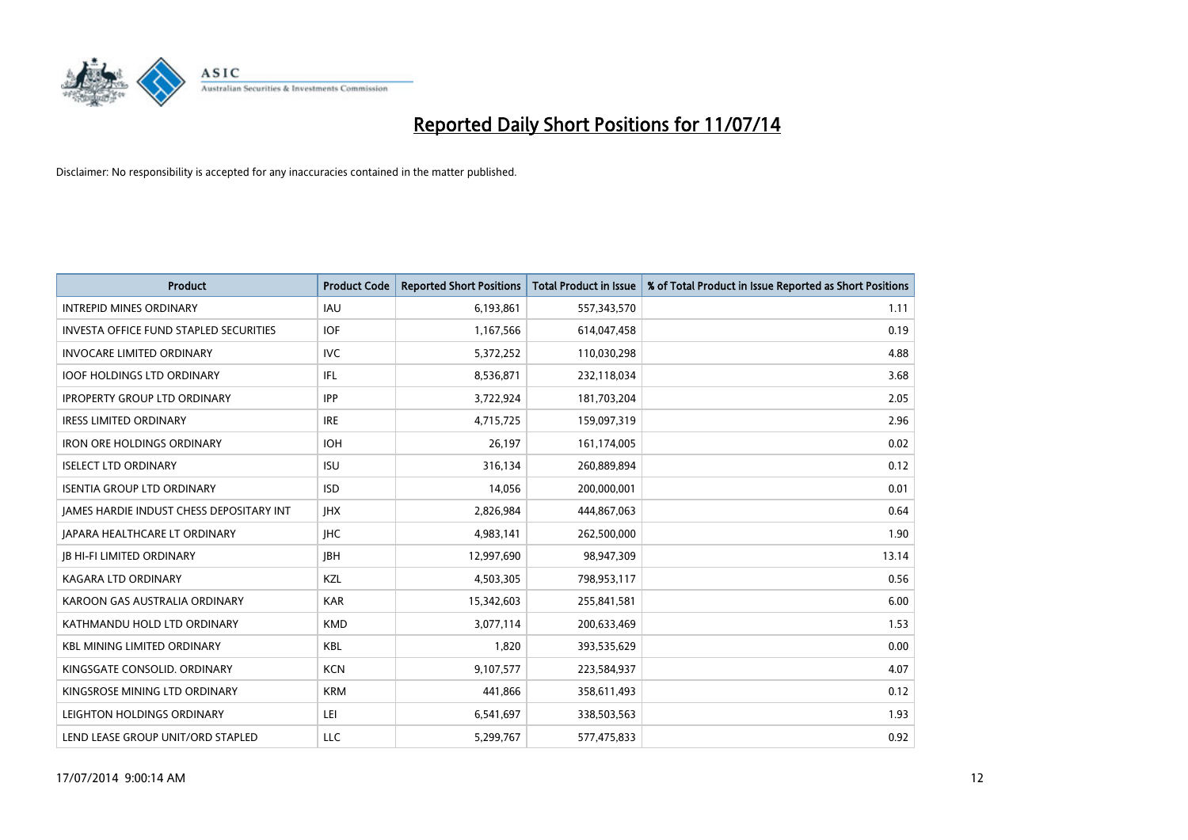# Reported Daily Short Positions for 11/07/14

Disclaimer: No responsibility is accepted for any inaccuracies contained in the matter published.

| Product | Product Code | Reported Short Positions | Total Product in Issue | % of Total Product in Issue Reported as Short Positions |
| --- | --- | --- | --- | --- |
| INTREPID MINES ORDINARY | IAU | 6,193,861 | 557,343,570 | 1.11 |
| INVESTA OFFICE FUND STAPLED SECURITIES | IOF | 1,167,566 | 614,047,458 | 0.19 |
| INVOCARE LIMITED ORDINARY | IVC | 5,372,252 | 110,030,298 | 4.88 |
| IOOF HOLDINGS LTD ORDINARY | IFL | 8,536,871 | 232,118,034 | 3.68 |
| IPROPERTY GROUP LTD ORDINARY | IPP | 3,722,924 | 181,703,204 | 2.05 |
| IRESS LIMITED ORDINARY | IRE | 4,715,725 | 159,097,319 | 2.96 |
| IRON ORE HOLDINGS ORDINARY | IOH | 26,197 | 161,174,005 | 0.02 |
| ISELECT LTD ORDINARY | ISU | 316,134 | 260,889,894 | 0.12 |
| ISENTIA GROUP LTD ORDINARY | ISD | 14,056 | 200,000,001 | 0.01 |
| JAMES HARDIE INDUST CHESS DEPOSITARY INT | JHX | 2,826,984 | 444,867,063 | 0.64 |
| JAPARA HEALTHCARE LT ORDINARY | JHC | 4,983,141 | 262,500,000 | 1.90 |
| JB HI-FI LIMITED ORDINARY | JBH | 12,997,690 | 98,947,309 | 13.14 |
| KAGARA LTD ORDINARY | KZL | 4,503,305 | 798,953,117 | 0.56 |
| KAROON GAS AUSTRALIA ORDINARY | KAR | 15,342,603 | 255,841,581 | 6.00 |
| KATHMANDU HOLD LTD ORDINARY | KMD | 3,077,114 | 200,633,469 | 1.53 |
| KBL MINING LIMITED ORDINARY | KBL | 1,820 | 393,535,629 | 0.00 |
| KINGSGATE CONSOLID. ORDINARY | KCN | 9,107,577 | 223,584,937 | 4.07 |
| KINGSROSE MINING LTD ORDINARY | KRM | 441,866 | 358,611,493 | 0.12 |
| LEIGHTON HOLDINGS ORDINARY | LEI | 6,541,697 | 338,503,563 | 1.93 |
| LEND LEASE GROUP UNIT/ORD STAPLED | LLC | 5,299,767 | 577,475,833 | 0.92 |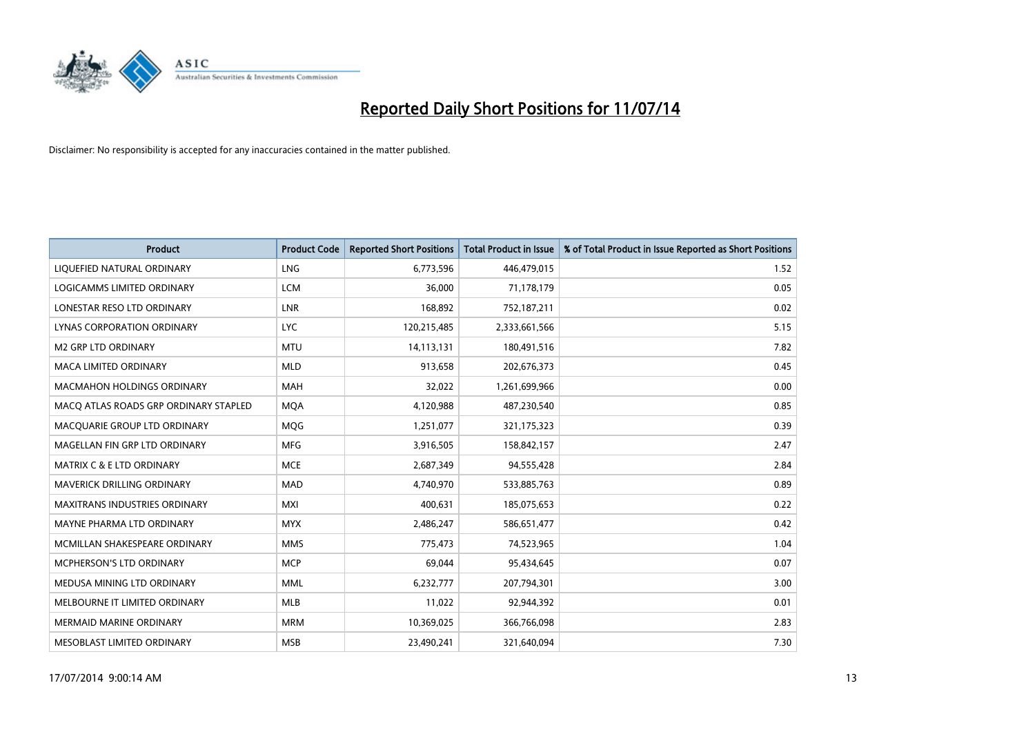# Reported Daily Short Positions for 11/07/14

Disclaimer: No responsibility is accepted for any inaccuracies contained in the matter published.

| Product | Product Code | Reported Short Positions | Total Product in Issue | % of Total Product in Issue Reported as Short Positions |
|---|---|---|---|---|
| LIQUEFIED NATURAL ORDINARY | LNG | 6,773,596 | 446,479,015 | 1.52 |
| LOGICAMMS LIMITED ORDINARY | LCM | 36,000 | 71,178,179 | 0.05 |
| LONESTAR RESO LTD ORDINARY | LNR | 168,892 | 752,187,211 | 0.02 |
| LYNAS CORPORATION ORDINARY | LYC | 120,215,485 | 2,333,661,566 | 5.15 |
| M2 GRP LTD ORDINARY | MTU | 14,113,131 | 180,491,516 | 7.82 |
| MACA LIMITED ORDINARY | MLD | 913,658 | 202,676,373 | 0.45 |
| MACMAHON HOLDINGS ORDINARY | MAH | 32,022 | 1,261,699,966 | 0.00 |
| MACQ ATLAS ROADS GRP ORDINARY STAPLED | MQA | 4,120,988 | 487,230,540 | 0.85 |
| MACQUARIE GROUP LTD ORDINARY | MQG | 1,251,077 | 321,175,323 | 0.39 |
| MAGELLAN FIN GRP LTD ORDINARY | MFG | 3,916,505 | 158,842,157 | 2.47 |
| MATRIX C & E LTD ORDINARY | MCE | 2,687,349 | 94,555,428 | 2.84 |
| MAVERICK DRILLING ORDINARY | MAD | 4,740,970 | 533,885,763 | 0.89 |
| MAXITRANS INDUSTRIES ORDINARY | MXI | 400,631 | 185,075,653 | 0.22 |
| MAYNE PHARMA LTD ORDINARY | MYX | 2,486,247 | 586,651,477 | 0.42 |
| MCMILLAN SHAKESPEARE ORDINARY | MMS | 775,473 | 74,523,965 | 1.04 |
| MCPHERSON'S LTD ORDINARY | MCP | 69,044 | 95,434,645 | 0.07 |
| MEDUSA MINING LTD ORDINARY | MML | 6,232,777 | 207,794,301 | 3.00 |
| MELBOURNE IT LIMITED ORDINARY | MLB | 11,022 | 92,944,392 | 0.01 |
| MERMAID MARINE ORDINARY | MRM | 10,369,025 | 366,766,098 | 2.83 |
| MESOBLAST LIMITED ORDINARY | MSB | 23,490,241 | 321,640,094 | 7.30 |

17/07/2014 9:00:14 AM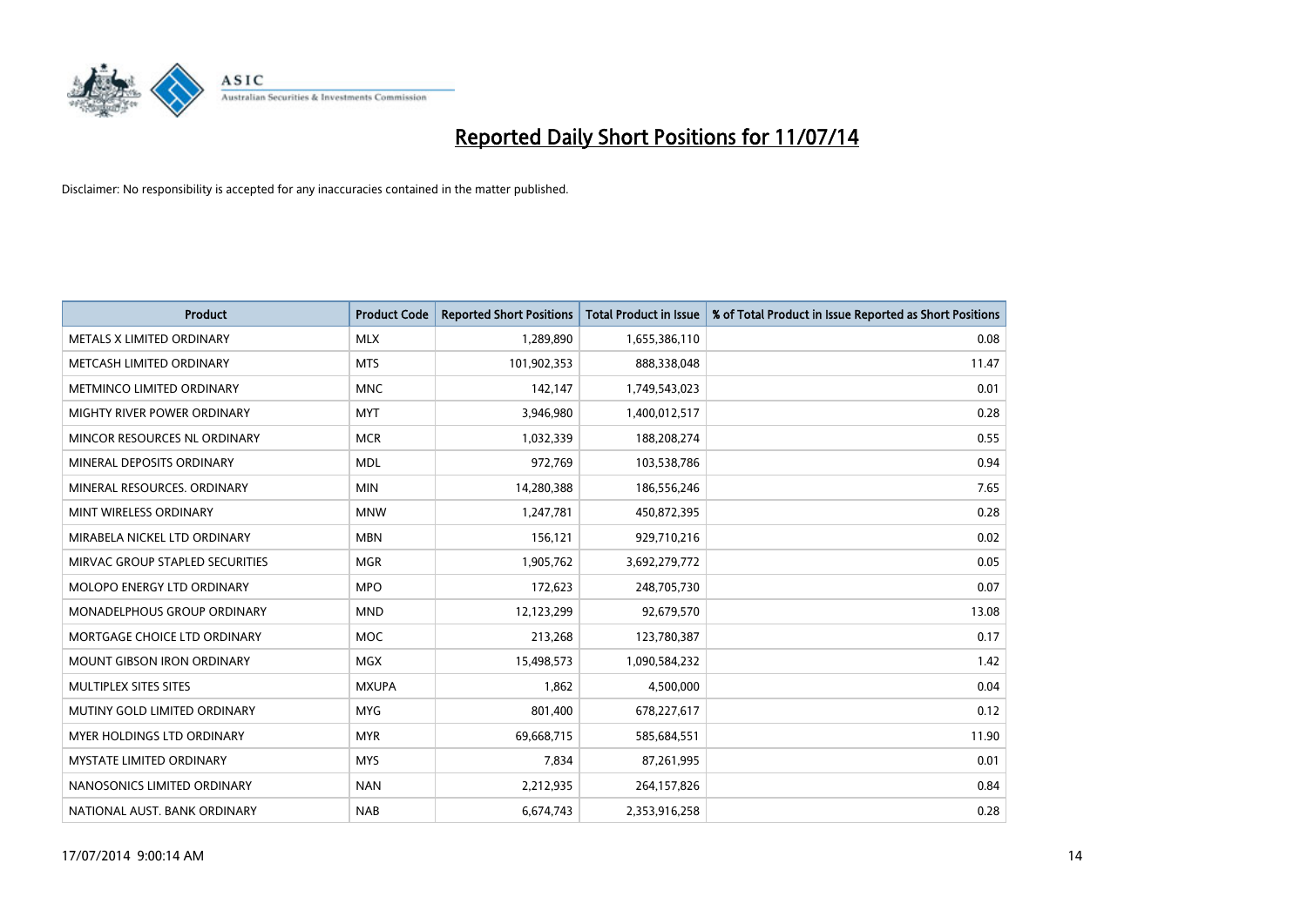# Reported Daily Short Positions for 11/07/14

Disclaimer: No responsibility is accepted for any inaccuracies contained in the matter published.

| Product | Product Code | Reported Short Positions | Total Product in Issue | % of Total Product in Issue Reported as Short Positions |
| --- | --- | --- | --- | --- |
| METALS X LIMITED ORDINARY | MLX | 1,289,890 | 1,655,386,110 | 0.08 |
| METCASH LIMITED ORDINARY | MTS | 101,902,353 | 888,338,048 | 11.47 |
| METMINCO LIMITED ORDINARY | MNC | 142,147 | 1,749,543,023 | 0.01 |
| MIGHTY RIVER POWER ORDINARY | MYT | 3,946,980 | 1,400,012,517 | 0.28 |
| MINCOR RESOURCES NL ORDINARY | MCR | 1,032,339 | 188,208,274 | 0.55 |
| MINERAL DEPOSITS ORDINARY | MDL | 972,769 | 103,538,786 | 0.94 |
| MINERAL RESOURCES. ORDINARY | MIN | 14,280,388 | 186,556,246 | 7.65 |
| MINT WIRELESS ORDINARY | MNW | 1,247,781 | 450,872,395 | 0.28 |
| MIRABELA NICKEL LTD ORDINARY | MBN | 156,121 | 929,710,216 | 0.02 |
| MIRVAC GROUP STAPLED SECURITIES | MGR | 1,905,762 | 3,692,279,772 | 0.05 |
| MOLOPO ENERGY LTD ORDINARY | MPO | 172,623 | 248,705,730 | 0.07 |
| MONADELPHOUS GROUP ORDINARY | MND | 12,123,299 | 92,679,570 | 13.08 |
| MORTGAGE CHOICE LTD ORDINARY | MOC | 213,268 | 123,780,387 | 0.17 |
| MOUNT GIBSON IRON ORDINARY | MGX | 15,498,573 | 1,090,584,232 | 1.42 |
| MULTIPLEX SITES SITES | MXUPA | 1,862 | 4,500,000 | 0.04 |
| MUTINY GOLD LIMITED ORDINARY | MYG | 801,400 | 678,227,617 | 0.12 |
| MYER HOLDINGS LTD ORDINARY | MYR | 69,668,715 | 585,684,551 | 11.90 |
| MYSTATE LIMITED ORDINARY | MYS | 7,834 | 87,261,995 | 0.01 |
| NANOSONICS LIMITED ORDINARY | NAN | 2,212,935 | 264,157,826 | 0.84 |
| NATIONAL AUST. BANK ORDINARY | NAB | 6,674,743 | 2,353,916,258 | 0.28 |

17/07/2014 9:00:14 AM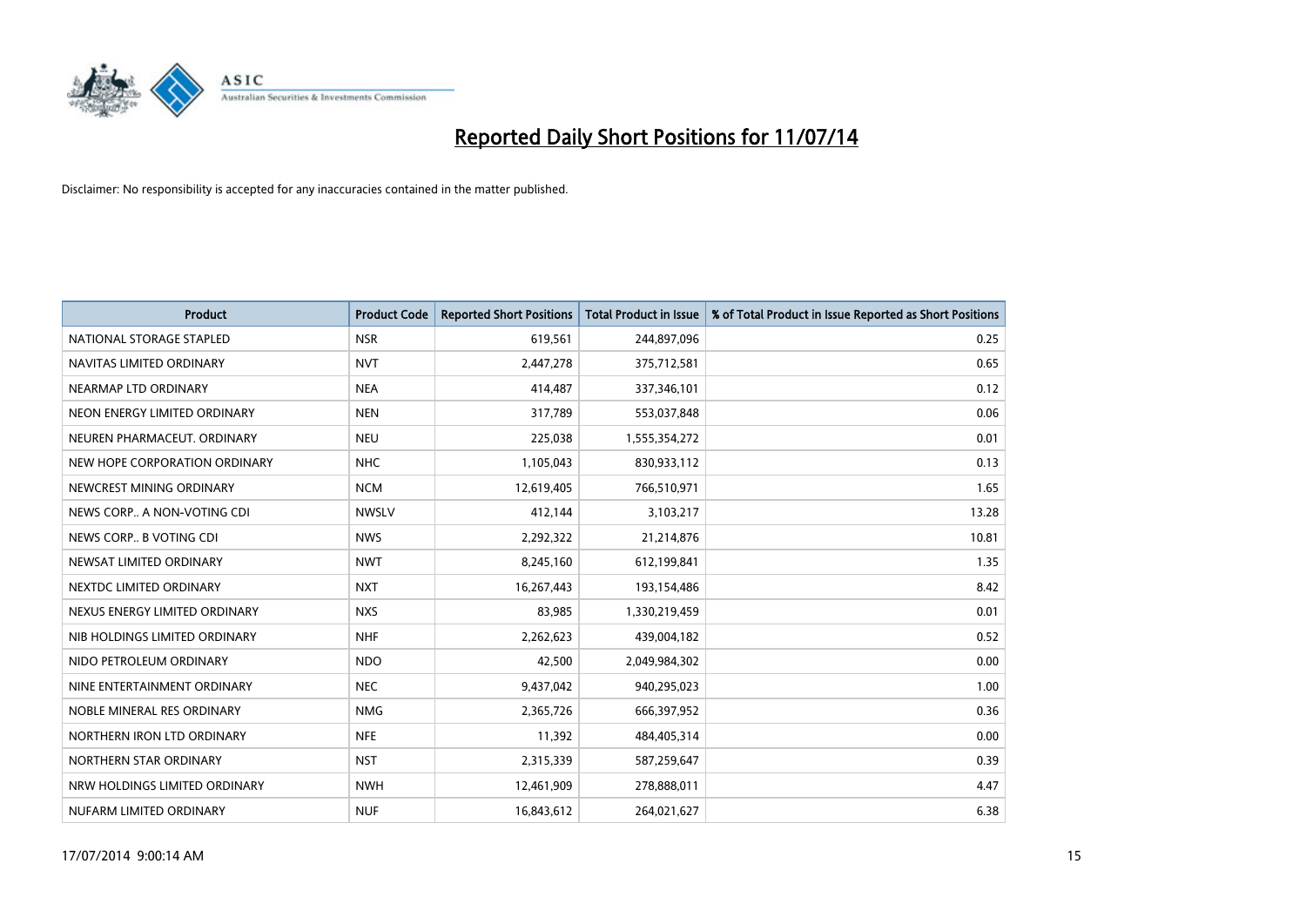# Reported Daily Short Positions for 11/07/14

Disclaimer: No responsibility is accepted for any inaccuracies contained in the matter published.

| Product | Product Code | Reported Short Positions | Total Product in Issue | % of Total Product in Issue Reported as Short Positions |
|---|---|---|---|---|
| NATIONAL STORAGE STAPLED | NSR | 619,561 | 244,897,096 | 0.25 |
| NAVITAS LIMITED ORDINARY | NVT | 2,447,278 | 375,712,581 | 0.65 |
| NEARMAP LTD ORDINARY | NEA | 414,487 | 337,346,101 | 0.12 |
| NEON ENERGY LIMITED ORDINARY | NEN | 317,789 | 553,037,848 | 0.06 |
| NEUREN PHARMACEUT. ORDINARY | NEU | 225,038 | 1,555,354,272 | 0.01 |
| NEW HOPE CORPORATION ORDINARY | NHC | 1,105,043 | 830,933,112 | 0.13 |
| NEWCREST MINING ORDINARY | NCM | 12,619,405 | 766,510,971 | 1.65 |
| NEWS CORP.. A NON-VOTING CDI | NWSLV | 412,144 | 3,103,217 | 13.28 |
| NEWS CORP.. B VOTING CDI | NWS | 2,292,322 | 21,214,876 | 10.81 |
| NEWSAT LIMITED ORDINARY | NWT | 8,245,160 | 612,199,841 | 1.35 |
| NEXTDC LIMITED ORDINARY | NXT | 16,267,443 | 193,154,486 | 8.42 |
| NEXUS ENERGY LIMITED ORDINARY | NXS | 83,985 | 1,330,219,459 | 0.01 |
| NIB HOLDINGS LIMITED ORDINARY | NHF | 2,262,623 | 439,004,182 | 0.52 |
| NIDO PETROLEUM ORDINARY | NDO | 42,500 | 2,049,984,302 | 0.00 |
| NINE ENTERTAINMENT ORDINARY | NEC | 9,437,042 | 940,295,023 | 1.00 |
| NOBLE MINERAL RES ORDINARY | NMG | 2,365,726 | 666,397,952 | 0.36 |
| NORTHERN IRON LTD ORDINARY | NFE | 11,392 | 484,405,314 | 0.00 |
| NORTHERN STAR ORDINARY | NST | 2,315,339 | 587,259,647 | 0.39 |
| NRW HOLDINGS LIMITED ORDINARY | NWH | 12,461,909 | 278,888,011 | 4.47 |
| NUFARM LIMITED ORDINARY | NUF | 16,843,612 | 264,021,627 | 6.38 |

17/07/2014 9:00:14 AM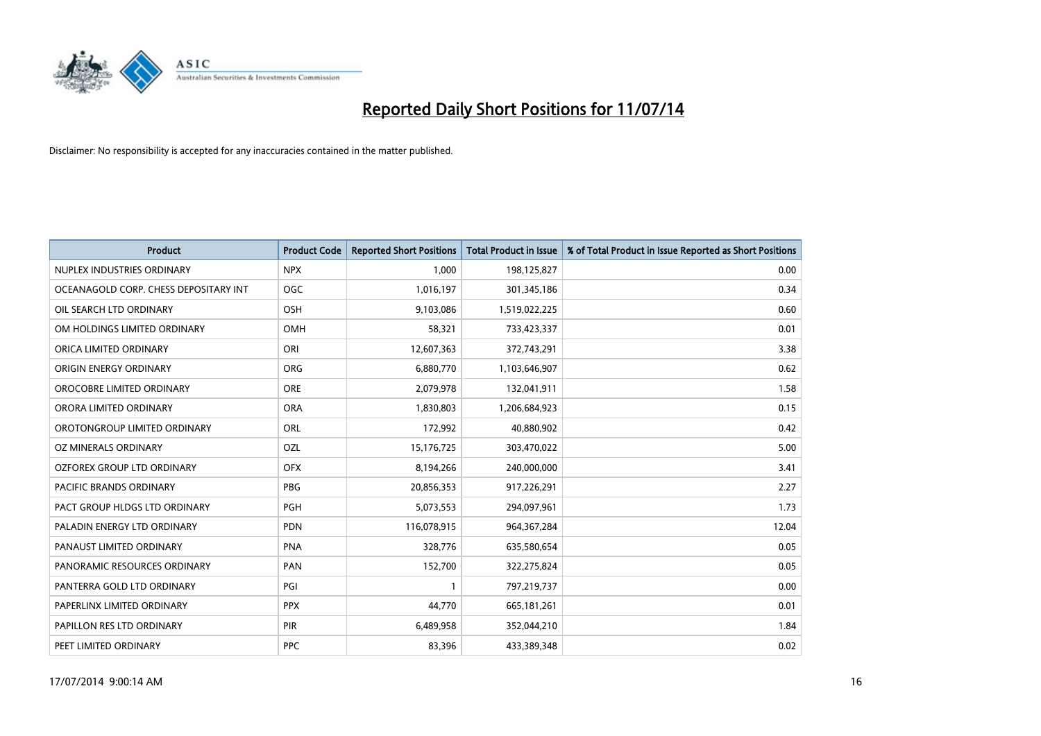# Reported Daily Short Positions for 11/07/14

Disclaimer: No responsibility is accepted for any inaccuracies contained in the matter published.

| Product | Product Code | Reported Short Positions | Total Product in Issue | % of Total Product in Issue Reported as Short Positions |
|---|---|---|---|---|
| NUPLEX INDUSTRIES ORDINARY | NPX | 1,000 | 198,125,827 | 0.00 |
| OCEANAGOLD CORP. CHESS DEPOSITARY INT | OGC | 1,016,197 | 301,345,186 | 0.34 |
| OIL SEARCH LTD ORDINARY | OSH | 9,103,086 | 1,519,022,225 | 0.60 |
| OM HOLDINGS LIMITED ORDINARY | OMH | 58,321 | 733,423,337 | 0.01 |
| ORICA LIMITED ORDINARY | ORI | 12,607,363 | 372,743,291 | 3.38 |
| ORIGIN ENERGY ORDINARY | ORG | 6,880,770 | 1,103,646,907 | 0.62 |
| OROCOBRE LIMITED ORDINARY | ORE | 2,079,978 | 132,041,911 | 1.58 |
| ORORA LIMITED ORDINARY | ORA | 1,830,803 | 1,206,684,923 | 0.15 |
| OROTONGROUP LIMITED ORDINARY | ORL | 172,992 | 40,880,902 | 0.42 |
| OZ MINERALS ORDINARY | OZL | 15,176,725 | 303,470,022 | 5.00 |
| OZFOREX GROUP LTD ORDINARY | OFX | 8,194,266 | 240,000,000 | 3.41 |
| PACIFIC BRANDS ORDINARY | PBG | 20,856,353 | 917,226,291 | 2.27 |
| PACT GROUP HLDGS LTD ORDINARY | PGH | 5,073,553 | 294,097,961 | 1.73 |
| PALADIN ENERGY LTD ORDINARY | PDN | 116,078,915 | 964,367,284 | 12.04 |
| PANAUST LIMITED ORDINARY | PNA | 328,776 | 635,580,654 | 0.05 |
| PANORAMIC RESOURCES ORDINARY | PAN | 152,700 | 322,275,824 | 0.05 |
| PANTERRA GOLD LTD ORDINARY | PGI | 1 | 797,219,737 | 0.00 |
| PAPERLINX LIMITED ORDINARY | PPX | 44,770 | 665,181,261 | 0.01 |
| PAPILLON RES LTD ORDINARY | PIR | 6,489,958 | 352,044,210 | 1.84 |
| PEET LIMITED ORDINARY | PPC | 83,396 | 433,389,348 | 0.02 |

17/07/2014 9:00:14 AM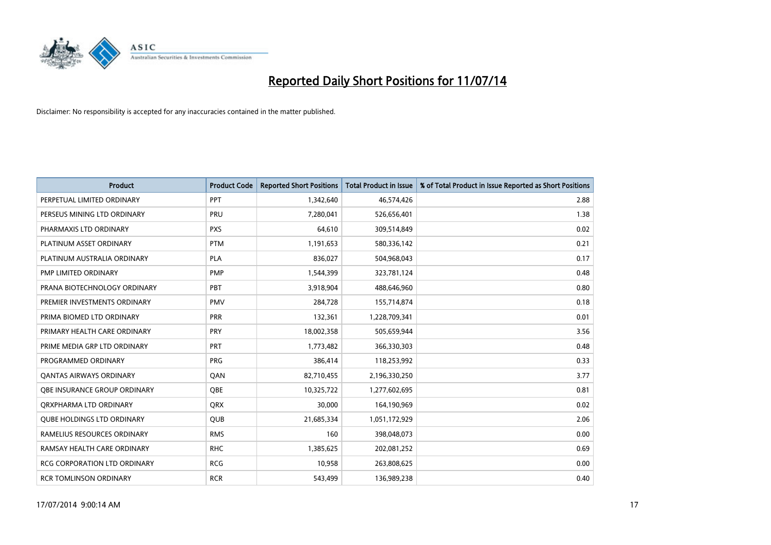# Reported Daily Short Positions for 11/07/14

Disclaimer: No responsibility is accepted for any inaccuracies contained in the matter published.

| Product | Product Code | Reported Short Positions | Total Product in Issue | % of Total Product in Issue Reported as Short Positions |
|---|---|---|---|---|
| PERPETUAL LIMITED ORDINARY | PPT | 1,342,640 | 46,574,426 | 2.88 |
| PERSEUS MINING LTD ORDINARY | PRU | 7,280,041 | 526,656,401 | 1.38 |
| PHARMAXIS LTD ORDINARY | PXS | 64,610 | 309,514,849 | 0.02 |
| PLATINUM ASSET ORDINARY | PTM | 1,191,653 | 580,336,142 | 0.21 |
| PLATINUM AUSTRALIA ORDINARY | PLA | 836,027 | 504,968,043 | 0.17 |
| PMP LIMITED ORDINARY | PMP | 1,544,399 | 323,781,124 | 0.48 |
| PRANA BIOTECHNOLOGY ORDINARY | PBT | 3,918,904 | 488,646,960 | 0.80 |
| PREMIER INVESTMENTS ORDINARY | PMV | 284,728 | 155,714,874 | 0.18 |
| PRIMA BIOMED LTD ORDINARY | PRR | 132,361 | 1,228,709,341 | 0.01 |
| PRIMARY HEALTH CARE ORDINARY | PRY | 18,002,358 | 505,659,944 | 3.56 |
| PRIME MEDIA GRP LTD ORDINARY | PRT | 1,773,482 | 366,330,303 | 0.48 |
| PROGRAMMED ORDINARY | PRG | 386,414 | 118,253,992 | 0.33 |
| QANTAS AIRWAYS ORDINARY | QAN | 82,710,455 | 2,196,330,250 | 3.77 |
| QBE INSURANCE GROUP ORDINARY | QBE | 10,325,722 | 1,277,602,695 | 0.81 |
| QRXPHARMA LTD ORDINARY | QRX | 30,000 | 164,190,969 | 0.02 |
| QUBE HOLDINGS LTD ORDINARY | QUB | 21,685,334 | 1,051,172,929 | 2.06 |
| RAMELIUS RESOURCES ORDINARY | RMS | 160 | 398,048,073 | 0.00 |
| RAMSAY HEALTH CARE ORDINARY | RHC | 1,385,625 | 202,081,252 | 0.69 |
| RCG CORPORATION LTD ORDINARY | RCG | 10,958 | 263,808,625 | 0.00 |
| RCR TOMLINSON ORDINARY | RCR | 543,499 | 136,989,238 | 0.40 |

17/07/2014 9:00:14 AM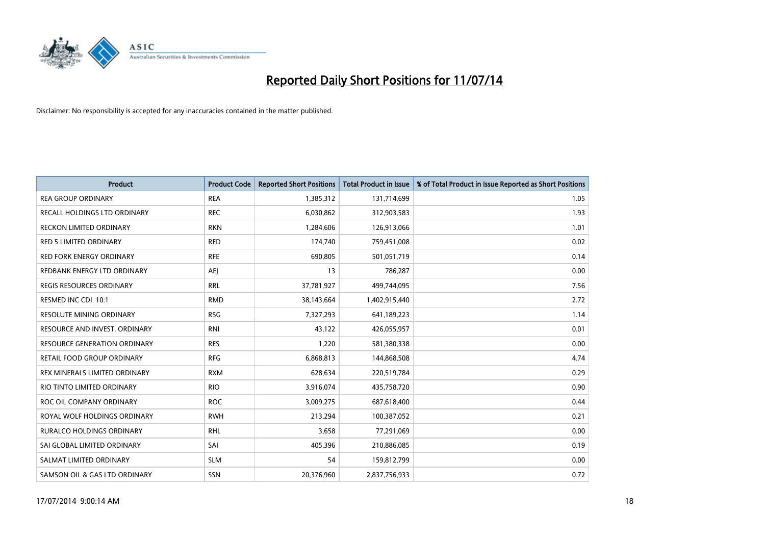# Reported Daily Short Positions for 11/07/14

Disclaimer: No responsibility is accepted for any inaccuracies contained in the matter published.

| Product | Product Code | Reported Short Positions | Total Product in Issue | % of Total Product in Issue Reported as Short Positions |
|---|---|---|---|---|
| REA GROUP ORDINARY | REA | 1,385,312 | 131,714,699 | 1.05 |
| RECALL HOLDINGS LTD ORDINARY | REC | 6,030,862 | 312,903,583 | 1.93 |
| RECKON LIMITED ORDINARY | RKN | 1,284,606 | 126,913,066 | 1.01 |
| RED 5 LIMITED ORDINARY | RED | 174,740 | 759,451,008 | 0.02 |
| RED FORK ENERGY ORDINARY | RFE | 690,805 | 501,051,719 | 0.14 |
| REDBANK ENERGY LTD ORDINARY | AEJ | 13 | 786,287 | 0.00 |
| REGIS RESOURCES ORDINARY | RRL | 37,781,927 | 499,744,095 | 7.56 |
| RESMED INC CDI 10:1 | RMD | 38,143,664 | 1,402,915,440 | 2.72 |
| RESOLUTE MINING ORDINARY | RSG | 7,327,293 | 641,189,223 | 1.14 |
| RESOURCE AND INVEST. ORDINARY | RNI | 43,122 | 426,055,957 | 0.01 |
| RESOURCE GENERATION ORDINARY | RES | 1,220 | 581,380,338 | 0.00 |
| RETAIL FOOD GROUP ORDINARY | RFG | 6,868,813 | 144,868,508 | 4.74 |
| REX MINERALS LIMITED ORDINARY | RXM | 628,634 | 220,519,784 | 0.29 |
| RIO TINTO LIMITED ORDINARY | RIO | 3,916,074 | 435,758,720 | 0.90 |
| ROC OIL COMPANY ORDINARY | ROC | 3,009,275 | 687,618,400 | 0.44 |
| ROYAL WOLF HOLDINGS ORDINARY | RWH | 213,294 | 100,387,052 | 0.21 |
| RURALCO HOLDINGS ORDINARY | RHL | 3,658 | 77,291,069 | 0.00 |
| SAI GLOBAL LIMITED ORDINARY | SAI | 405,396 | 210,886,085 | 0.19 |
| SALMAT LIMITED ORDINARY | SLM | 54 | 159,812,799 | 0.00 |
| SAMSON OIL & GAS LTD ORDINARY | SSN | 20,376,960 | 2,837,756,933 | 0.72 |

17/07/2014 9:00:14 AM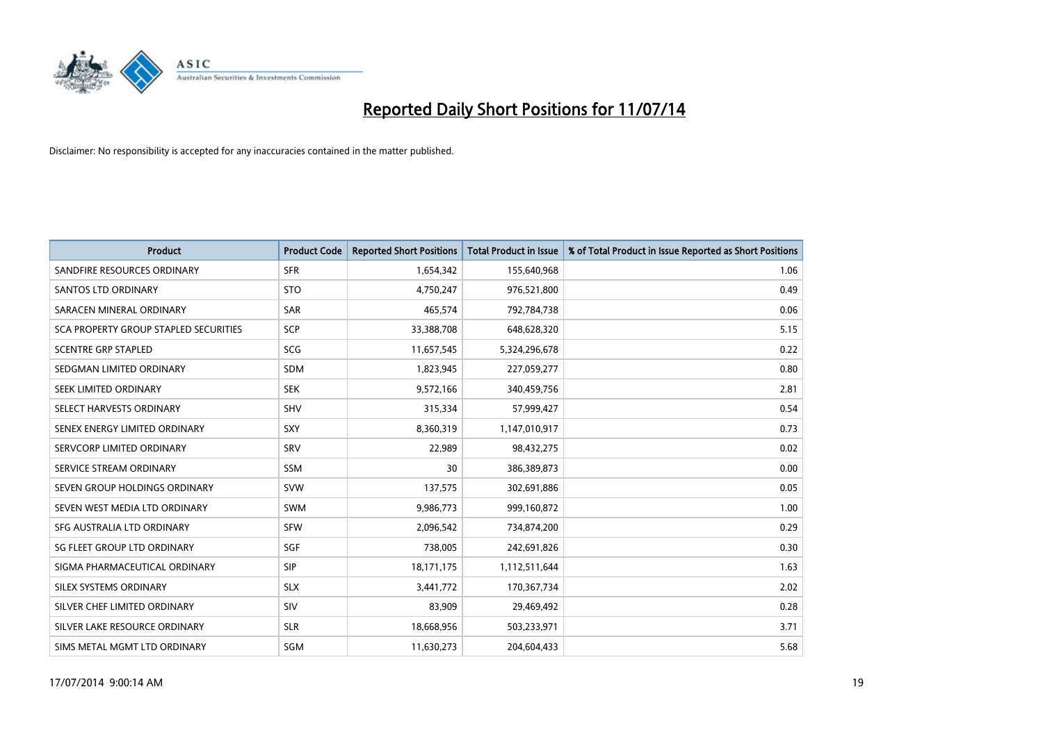# Reported Daily Short Positions for 11/07/14

Disclaimer: No responsibility is accepted for any inaccuracies contained in the matter published.

| Product | Product Code | Reported Short Positions | Total Product in Issue | % of Total Product in Issue Reported as Short Positions |
|---|---|---|---|---|
| SANDFIRE RESOURCES ORDINARY | SFR | 1,654,342 | 155,640,968 | 1.06 |
| SANTOS LTD ORDINARY | STO | 4,750,247 | 976,521,800 | 0.49 |
| SARACEN MINERAL ORDINARY | SAR | 465,574 | 792,784,738 | 0.06 |
| SCA PROPERTY GROUP STAPLED SECURITIES | SCP | 33,388,708 | 648,628,320 | 5.15 |
| SCENTRE GRP STAPLED | SCG | 11,657,545 | 5,324,296,678 | 0.22 |
| SEDGMAN LIMITED ORDINARY | SDM | 1,823,945 | 227,059,277 | 0.80 |
| SEEK LIMITED ORDINARY | SEK | 9,572,166 | 340,459,756 | 2.81 |
| SELECT HARVESTS ORDINARY | SHV | 315,334 | 57,999,427 | 0.54 |
| SENEX ENERGY LIMITED ORDINARY | SXY | 8,360,319 | 1,147,010,917 | 0.73 |
| SERVCORP LIMITED ORDINARY | SRV | 22,989 | 98,432,275 | 0.02 |
| SERVICE STREAM ORDINARY | SSM | 30 | 386,389,873 | 0.00 |
| SEVEN GROUP HOLDINGS ORDINARY | SVW | 137,575 | 302,691,886 | 0.05 |
| SEVEN WEST MEDIA LTD ORDINARY | SWM | 9,986,773 | 999,160,872 | 1.00 |
| SFG AUSTRALIA LTD ORDINARY | SFW | 2,096,542 | 734,874,200 | 0.29 |
| SG FLEET GROUP LTD ORDINARY | SGF | 738,005 | 242,691,826 | 0.30 |
| SIGMA PHARMACEUTICAL ORDINARY | SIP | 18,171,175 | 1,112,511,644 | 1.63 |
| SILEX SYSTEMS ORDINARY | SLX | 3,441,772 | 170,367,734 | 2.02 |
| SILVER CHEF LIMITED ORDINARY | SIV | 83,909 | 29,469,492 | 0.28 |
| SILVER LAKE RESOURCE ORDINARY | SLR | 18,668,956 | 503,233,971 | 3.71 |
| SIMS METAL MGMT LTD ORDINARY | SGM | 11,630,273 | 204,604,433 | 5.68 |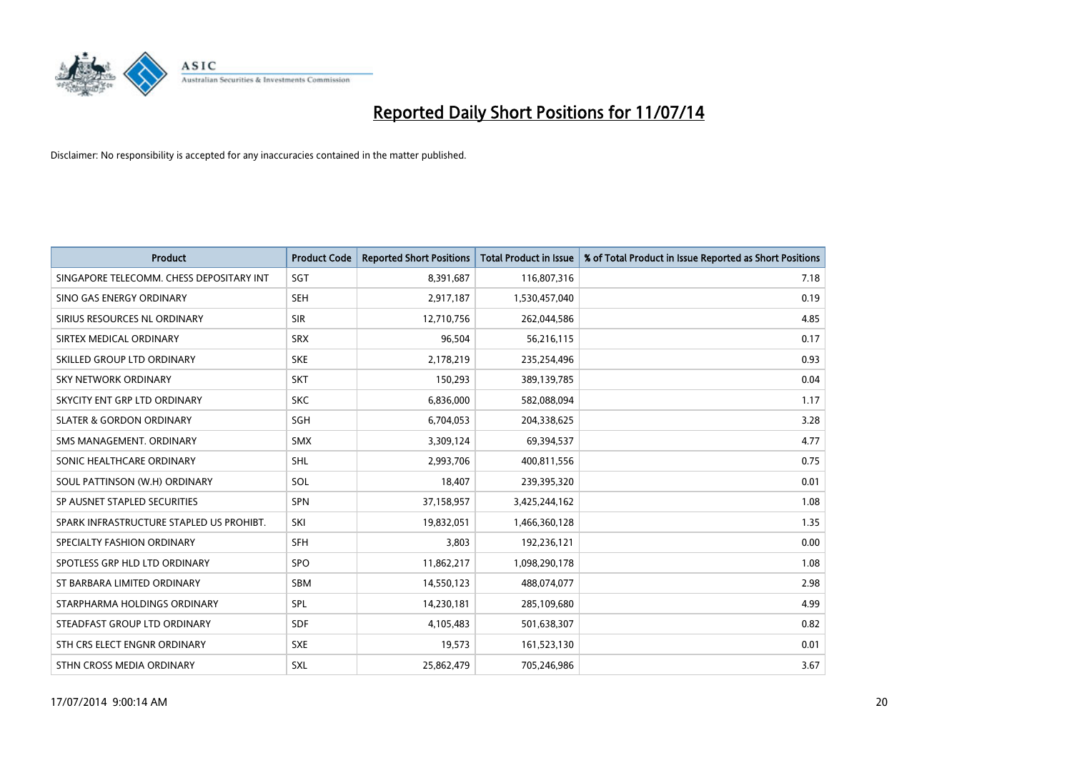# Reported Daily Short Positions for 11/07/14

Disclaimer: No responsibility is accepted for any inaccuracies contained in the matter published.

| Product | Product Code | Reported Short Positions | Total Product in Issue | % of Total Product in Issue Reported as Short Positions |
|---|---|---|---|---|
| SINGAPORE TELECOMM. CHESS DEPOSITARY INT | SGT | 8,391,687 | 116,807,316 | 7.18 |
| SINO GAS ENERGY ORDINARY | SEH | 2,917,187 | 1,530,457,040 | 0.19 |
| SIRIUS RESOURCES NL ORDINARY | SIR | 12,710,756 | 262,044,586 | 4.85 |
| SIRTEX MEDICAL ORDINARY | SRX | 96,504 | 56,216,115 | 0.17 |
| SKILLED GROUP LTD ORDINARY | SKE | 2,178,219 | 235,254,496 | 0.93 |
| SKY NETWORK ORDINARY | SKT | 150,293 | 389,139,785 | 0.04 |
| SKYCITY ENT GRP LTD ORDINARY | SKC | 6,836,000 | 582,088,094 | 1.17 |
| SLATER & GORDON ORDINARY | SGH | 6,704,053 | 204,338,625 | 3.28 |
| SMS MANAGEMENT. ORDINARY | SMX | 3,309,124 | 69,394,537 | 4.77 |
| SONIC HEALTHCARE ORDINARY | SHL | 2,993,706 | 400,811,556 | 0.75 |
| SOUL PATTINSON (W.H) ORDINARY | SOL | 18,407 | 239,395,320 | 0.01 |
| SP AUSNET STAPLED SECURITIES | SPN | 37,158,957 | 3,425,244,162 | 1.08 |
| SPARK INFRASTRUCTURE STAPLED US PROHIBT. | SKI | 19,832,051 | 1,466,360,128 | 1.35 |
| SPECIALTY FASHION ORDINARY | SFH | 3,803 | 192,236,121 | 0.00 |
| SPOTLESS GRP HLD LTD ORDINARY | SPO | 11,862,217 | 1,098,290,178 | 1.08 |
| ST BARBARA LIMITED ORDINARY | SBM | 14,550,123 | 488,074,077 | 2.98 |
| STARPHARMA HOLDINGS ORDINARY | SPL | 14,230,181 | 285,109,680 | 4.99 |
| STEADFAST GROUP LTD ORDINARY | SDF | 4,105,483 | 501,638,307 | 0.82 |
| STH CRS ELECT ENGNR ORDINARY | SXE | 19,573 | 161,523,130 | 0.01 |
| STHN CROSS MEDIA ORDINARY | SXL | 25,862,479 | 705,246,986 | 3.67 |

17/07/2014 9:00:14 AM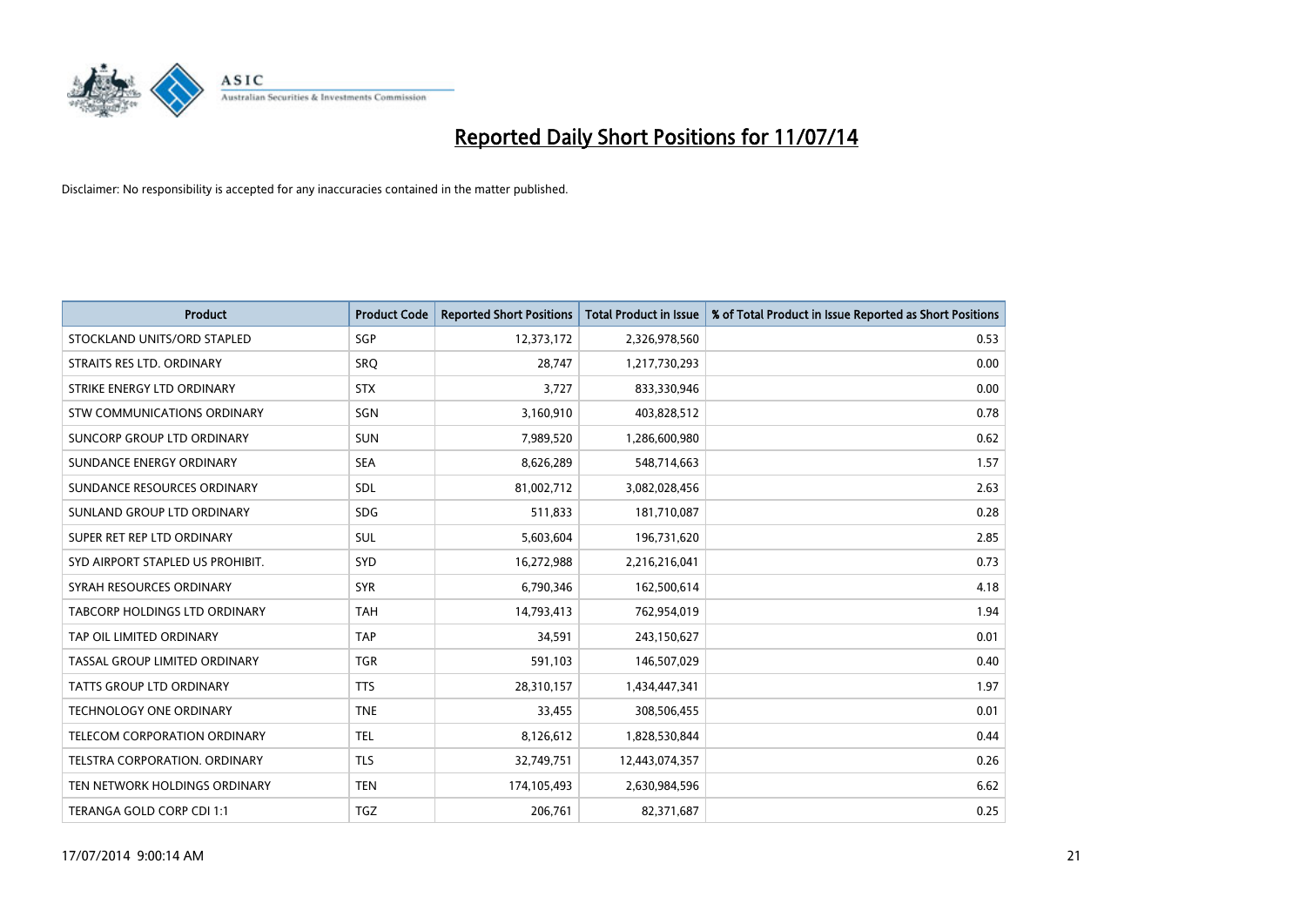# Reported Daily Short Positions for 11/07/14

Disclaimer: No responsibility is accepted for any inaccuracies contained in the matter published.

| Product | Product Code | Reported Short Positions | Total Product in Issue | % of Total Product in Issue Reported as Short Positions |
|---|---|---|---|---|
| STOCKLAND UNITS/ORD STAPLED | SGP | 12,373,172 | 2,326,978,560 | 0.53 |
| STRAITS RES LTD. ORDINARY | SRQ | 28,747 | 1,217,730,293 | 0.00 |
| STRIKE ENERGY LTD ORDINARY | STX | 3,727 | 833,330,946 | 0.00 |
| STW COMMUNICATIONS ORDINARY | SGN | 3,160,910 | 403,828,512 | 0.78 |
| SUNCORP GROUP LTD ORDINARY | SUN | 7,989,520 | 1,286,600,980 | 0.62 |
| SUNDANCE ENERGY ORDINARY | SEA | 8,626,289 | 548,714,663 | 1.57 |
| SUNDANCE RESOURCES ORDINARY | SDL | 81,002,712 | 3,082,028,456 | 2.63 |
| SUNLAND GROUP LTD ORDINARY | SDG | 511,833 | 181,710,087 | 0.28 |
| SUPER RET REP LTD ORDINARY | SUL | 5,603,604 | 196,731,620 | 2.85 |
| SYD AIRPORT STAPLED US PROHIBIT. | SYD | 16,272,988 | 2,216,216,041 | 0.73 |
| SYRAH RESOURCES ORDINARY | SYR | 6,790,346 | 162,500,614 | 4.18 |
| TABCORP HOLDINGS LTD ORDINARY | TAH | 14,793,413 | 762,954,019 | 1.94 |
| TAP OIL LIMITED ORDINARY | TAP | 34,591 | 243,150,627 | 0.01 |
| TASSAL GROUP LIMITED ORDINARY | TGR | 591,103 | 146,507,029 | 0.40 |
| TATTS GROUP LTD ORDINARY | TTS | 28,310,157 | 1,434,447,341 | 1.97 |
| TECHNOLOGY ONE ORDINARY | TNE | 33,455 | 308,506,455 | 0.01 |
| TELECOM CORPORATION ORDINARY | TEL | 8,126,612 | 1,828,530,844 | 0.44 |
| TELSTRA CORPORATION. ORDINARY | TLS | 32,749,751 | 12,443,074,357 | 0.26 |
| TEN NETWORK HOLDINGS ORDINARY | TEN | 174,105,493 | 2,630,984,596 | 6.62 |
| TERANGA GOLD CORP CDI 1:1 | TGZ | 206,761 | 82,371,687 | 0.25 |

17/07/2014 9:00:14 AM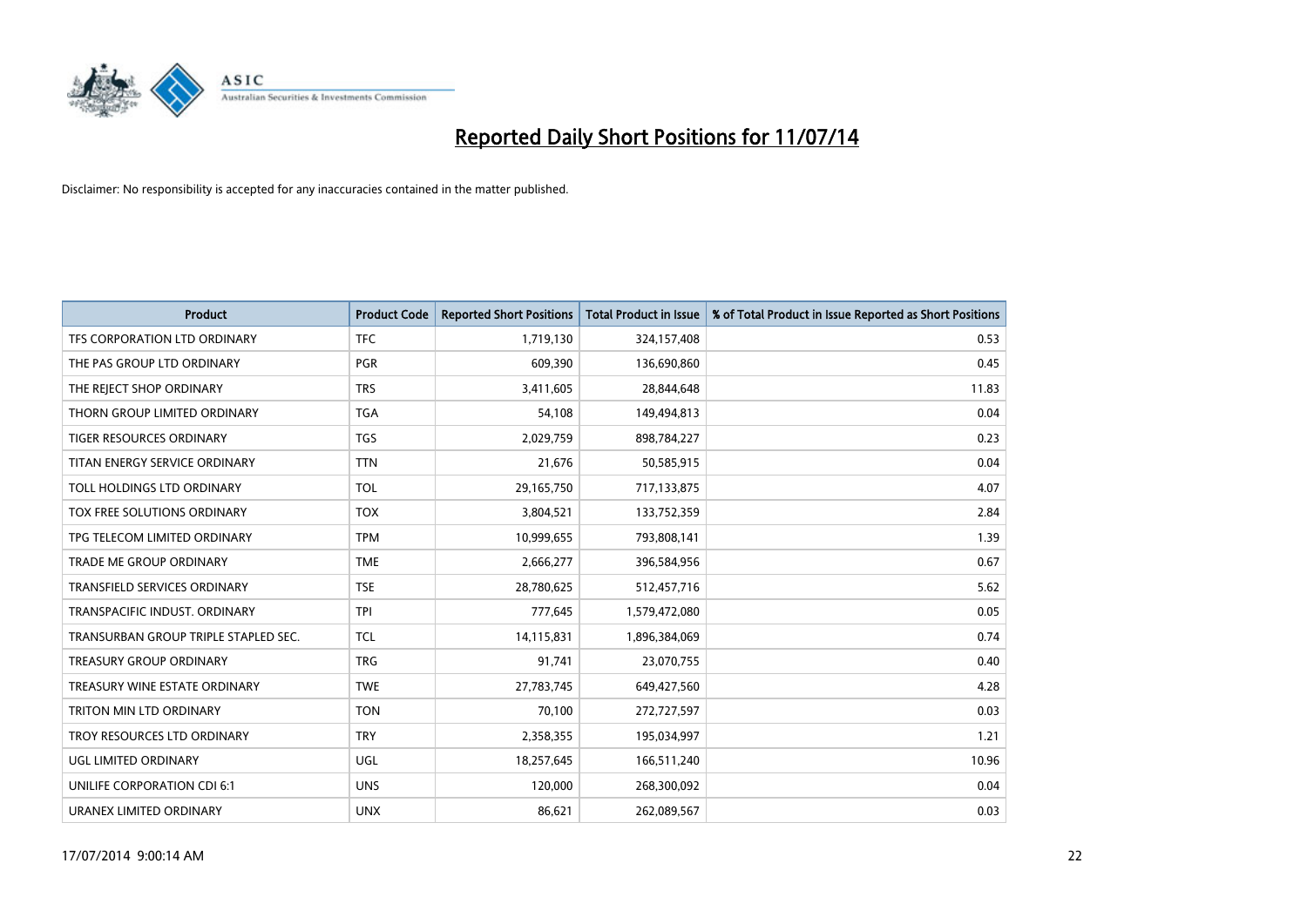# Reported Daily Short Positions for 11/07/14

Disclaimer: No responsibility is accepted for any inaccuracies contained in the matter published.

| Product | Product Code | Reported Short Positions | Total Product in Issue | % of Total Product in Issue Reported as Short Positions |
| --- | --- | --- | --- | --- |
| TFS CORPORATION LTD ORDINARY | TFC | 1,719,130 | 324,157,408 | 0.53 |
| THE PAS GROUP LTD ORDINARY | PGR | 609,390 | 136,690,860 | 0.45 |
| THE REJECT SHOP ORDINARY | TRS | 3,411,605 | 28,844,648 | 11.83 |
| THORN GROUP LIMITED ORDINARY | TGA | 54,108 | 149,494,813 | 0.04 |
| TIGER RESOURCES ORDINARY | TGS | 2,029,759 | 898,784,227 | 0.23 |
| TITAN ENERGY SERVICE ORDINARY | TTN | 21,676 | 50,585,915 | 0.04 |
| TOLL HOLDINGS LTD ORDINARY | TOL | 29,165,750 | 717,133,875 | 4.07 |
| TOX FREE SOLUTIONS ORDINARY | TOX | 3,804,521 | 133,752,359 | 2.84 |
| TPG TELECOM LIMITED ORDINARY | TPM | 10,999,655 | 793,808,141 | 1.39 |
| TRADE ME GROUP ORDINARY | TME | 2,666,277 | 396,584,956 | 0.67 |
| TRANSFIELD SERVICES ORDINARY | TSE | 28,780,625 | 512,457,716 | 5.62 |
| TRANSPACIFIC INDUST. ORDINARY | TPI | 777,645 | 1,579,472,080 | 0.05 |
| TRANSURBAN GROUP TRIPLE STAPLED SEC. | TCL | 14,115,831 | 1,896,384,069 | 0.74 |
| TREASURY GROUP ORDINARY | TRG | 91,741 | 23,070,755 | 0.40 |
| TREASURY WINE ESTATE ORDINARY | TWE | 27,783,745 | 649,427,560 | 4.28 |
| TRITON MIN LTD ORDINARY | TON | 70,100 | 272,727,597 | 0.03 |
| TROY RESOURCES LTD ORDINARY | TRY | 2,358,355 | 195,034,997 | 1.21 |
| UGL LIMITED ORDINARY | UGL | 18,257,645 | 166,511,240 | 10.96 |
| UNILIFE CORPORATION CDI 6:1 | UNS | 120,000 | 268,300,092 | 0.04 |
| URANEX LIMITED ORDINARY | UNX | 86,621 | 262,089,567 | 0.03 |

17/07/2014 9:00:14 AM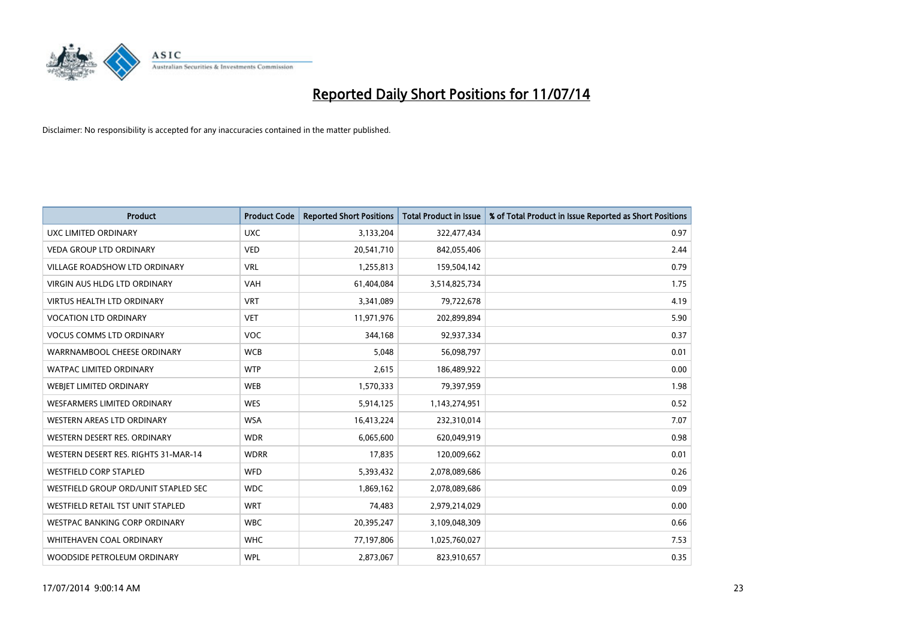# Reported Daily Short Positions for 11/07/14

Disclaimer: No responsibility is accepted for any inaccuracies contained in the matter published.

| Product | Product Code | Reported Short Positions | Total Product in Issue | % of Total Product in Issue Reported as Short Positions |
|---|---|---|---|---|
| UXC LIMITED ORDINARY | UXC | 3,133,204 | 322,477,434 | 0.97 |
| VEDA GROUP LTD ORDINARY | VED | 20,541,710 | 842,055,406 | 2.44 |
| VILLAGE ROADSHOW LTD ORDINARY | VRL | 1,255,813 | 159,504,142 | 0.79 |
| VIRGIN AUS HLDG LTD ORDINARY | VAH | 61,404,084 | 3,514,825,734 | 1.75 |
| VIRTUS HEALTH LTD ORDINARY | VRT | 3,341,089 | 79,722,678 | 4.19 |
| VOCATION LTD ORDINARY | VET | 11,971,976 | 202,899,894 | 5.90 |
| VOCUS COMMS LTD ORDINARY | VOC | 344,168 | 92,937,334 | 0.37 |
| WARRNAMBOOL CHEESE ORDINARY | WCB | 5,048 | 56,098,797 | 0.01 |
| WATPAC LIMITED ORDINARY | WTP | 2,615 | 186,489,922 | 0.00 |
| WEBJET LIMITED ORDINARY | WEB | 1,570,333 | 79,397,959 | 1.98 |
| WESFARMERS LIMITED ORDINARY | WES | 5,914,125 | 1,143,274,951 | 0.52 |
| WESTERN AREAS LTD ORDINARY | WSA | 16,413,224 | 232,310,014 | 7.07 |
| WESTERN DESERT RES. ORDINARY | WDR | 6,065,600 | 620,049,919 | 0.98 |
| WESTERN DESERT RES. RIGHTS 31-MAR-14 | WDRR | 17,835 | 120,009,662 | 0.01 |
| WESTFIELD CORP STAPLED | WFD | 5,393,432 | 2,078,089,686 | 0.26 |
| WESTFIELD GROUP ORD/UNIT STAPLED SEC | WDC | 1,869,162 | 2,078,089,686 | 0.09 |
| WESTFIELD RETAIL TST UNIT STAPLED | WRT | 74,483 | 2,979,214,029 | 0.00 |
| WESTPAC BANKING CORP ORDINARY | WBC | 20,395,247 | 3,109,048,309 | 0.66 |
| WHITEHAVEN COAL ORDINARY | WHC | 77,197,806 | 1,025,760,027 | 7.53 |
| WOODSIDE PETROLEUM ORDINARY | WPL | 2,873,067 | 823,910,657 | 0.35 |

17/07/2014 9:00:14 AM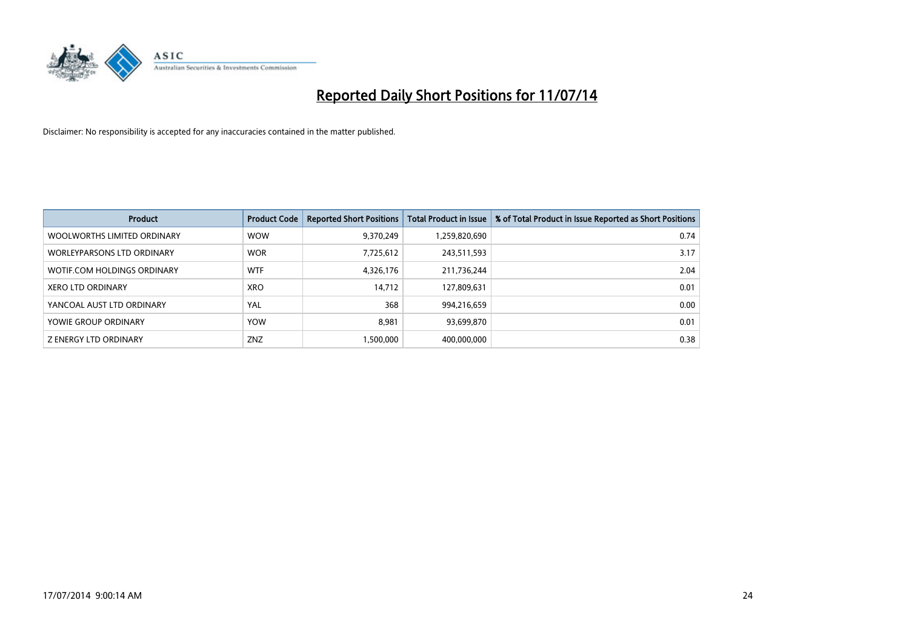# Reported Daily Short Positions for 11/07/14

Disclaimer: No responsibility is accepted for any inaccuracies contained in the matter published.

| Product | Product Code | Reported Short Positions | Total Product in Issue | % of Total Product in Issue Reported as Short Positions |
|---|---|---|---|---|
| WOOLWORTHS LIMITED ORDINARY | WOW | 9,370,249 | 1,259,820,690 | 0.74 |
| WORLEYPARSONS LTD ORDINARY | WOR | 7,725,612 | 243,511,593 | 3.17 |
| WOTIF.COM HOLDINGS ORDINARY | WTF | 4,326,176 | 211,736,244 | 2.04 |
| XERO LTD ORDINARY | XRO | 14,712 | 127,809,631 | 0.01 |
| YANCOAL AUST LTD ORDINARY | YAL | 368 | 994,216,659 | 0.00 |
| YOWIE GROUP ORDINARY | YOW | 8,981 | 93,699,870 | 0.01 |
| Z ENERGY LTD ORDINARY | ZNZ | 1,500,000 | 400,000,000 | 0.38 |